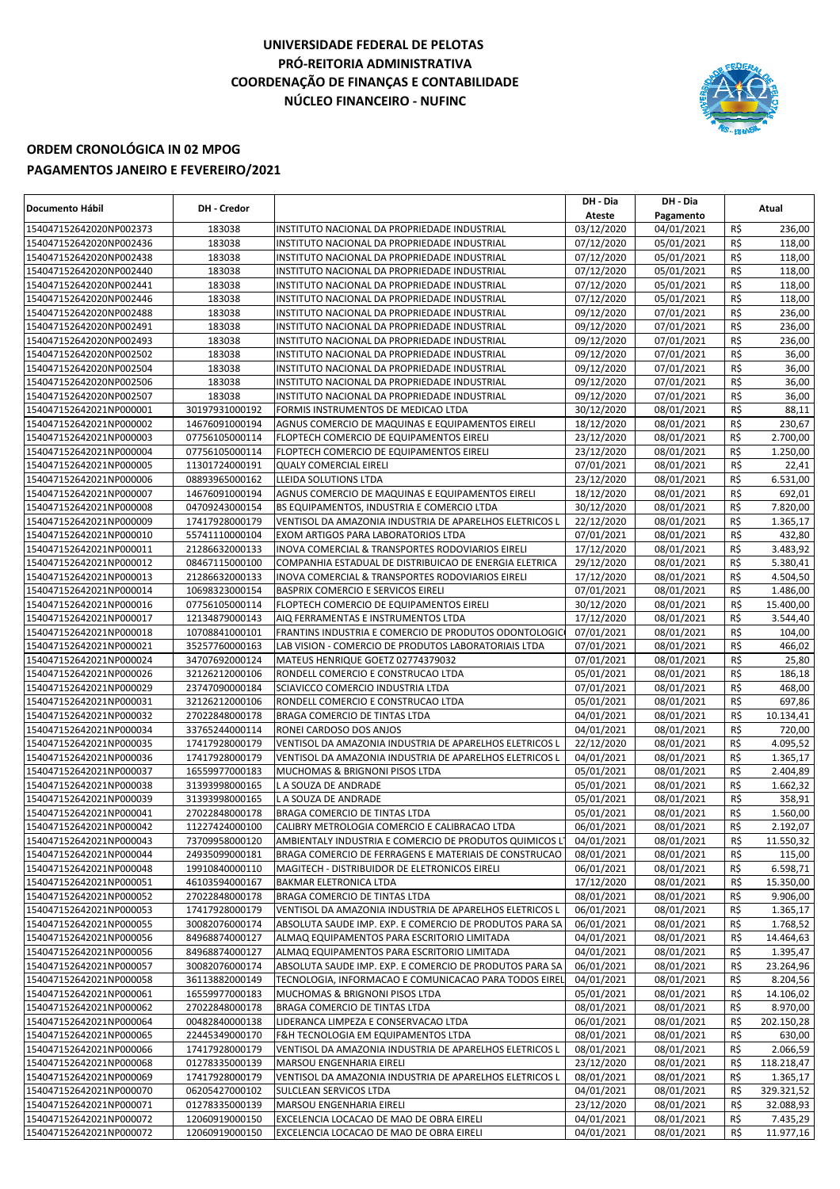# UNIVERSIDADE FEDERAL DE PELOTAS
## PRÓ-REITORIA ADMINISTRATIVA
## COORDENAÇÃO DE FINANÇAS E CONTABILIDADE
## NÚCLEO FINANCEIRO - NUFINC

## ORDEM CRONOLÓGICA IN 02 MPOG
## PAGAMENTOS JANEIRO E FEVEREIRO/2021

| Documento Hábil | DH - Credor | | DH - Dia Ateste | DH - Dia Pagamento | Atual | |
|---|---|---|---|---|---|---|
| 154047152642020NP002373 | 183038 | INSTITUTO NACIONAL DA PROPRIEDADE INDUSTRIAL | 03/12/2020 | 04/01/2021 | R$ | 236,00 |
| 154047152642020NP002436 | 183038 | INSTITUTO NACIONAL DA PROPRIEDADE INDUSTRIAL | 07/12/2020 | 05/01/2021 | R$ | 118,00 |
| 154047152642020NP002438 | 183038 | INSTITUTO NACIONAL DA PROPRIEDADE INDUSTRIAL | 07/12/2020 | 05/01/2021 | R$ | 118,00 |
| 154047152642020NP002440 | 183038 | INSTITUTO NACIONAL DA PROPRIEDADE INDUSTRIAL | 07/12/2020 | 05/01/2021 | R$ | 118,00 |
| 154047152642020NP002441 | 183038 | INSTITUTO NACIONAL DA PROPRIEDADE INDUSTRIAL | 07/12/2020 | 05/01/2021 | R$ | 118,00 |
| 154047152642020NP002446 | 183038 | INSTITUTO NACIONAL DA PROPRIEDADE INDUSTRIAL | 07/12/2020 | 05/01/2021 | R$ | 118,00 |
| 154047152642020NP002488 | 183038 | INSTITUTO NACIONAL DA PROPRIEDADE INDUSTRIAL | 09/12/2020 | 07/01/2021 | R$ | 236,00 |
| 154047152642020NP002491 | 183038 | INSTITUTO NACIONAL DA PROPRIEDADE INDUSTRIAL | 09/12/2020 | 07/01/2021 | R$ | 236,00 |
| 154047152642020NP002493 | 183038 | INSTITUTO NACIONAL DA PROPRIEDADE INDUSTRIAL | 09/12/2020 | 07/01/2021 | R$ | 236,00 |
| 154047152642020NP002502 | 183038 | INSTITUTO NACIONAL DA PROPRIEDADE INDUSTRIAL | 09/12/2020 | 07/01/2021 | R$ | 36,00 |
| 154047152642020NP002504 | 183038 | INSTITUTO NACIONAL DA PROPRIEDADE INDUSTRIAL | 09/12/2020 | 07/01/2021 | R$ | 36,00 |
| 154047152642020NP002506 | 183038 | INSTITUTO NACIONAL DA PROPRIEDADE INDUSTRIAL | 09/12/2020 | 07/01/2021 | R$ | 36,00 |
| 154047152642020NP002507 | 183038 | INSTITUTO NACIONAL DA PROPRIEDADE INDUSTRIAL | 09/12/2020 | 07/01/2021 | R$ | 36,00 |
| 154047152642021NP000001 | 30197931000192 | FORMIS INSTRUMENTOS DE MEDICAO LTDA | 30/12/2020 | 08/01/2021 | R$ | 88,11 |
| 154047152642021NP000002 | 14676091000194 | AGNUS COMERCIO DE MAQUINAS E EQUIPAMENTOS EIRELI | 18/12/2020 | 08/01/2021 | R$ | 230,67 |
| 154047152642021NP000003 | 07756105000114 | FLOPTECH COMERCIO DE EQUIPAMENTOS EIRELI | 23/12/2020 | 08/01/2021 | R$ | 2.700,00 |
| 154047152642021NP000004 | 07756105000114 | FLOPTECH COMERCIO DE EQUIPAMENTOS EIRELI | 23/12/2020 | 08/01/2021 | R$ | 1.250,00 |
| 154047152642021NP000005 | 11301724000191 | QUALY COMERCIAL EIRELI | 07/01/2021 | 08/01/2021 | R$ | 22,41 |
| 154047152642021NP000006 | 08893965000162 | LLEIDA SOLUTIONS LTDA | 23/12/2020 | 08/01/2021 | R$ | 6.531,00 |
| 154047152642021NP000007 | 14676091000194 | AGNUS COMERCIO DE MAQUINAS E EQUIPAMENTOS EIRELI | 18/12/2020 | 08/01/2021 | R$ | 692,01 |
| 154047152642021NP000008 | 04709243000154 | BS EQUIPAMENTOS, INDUSTRIA E COMERCIO LTDA | 30/12/2020 | 08/01/2021 | R$ | 7.820,00 |
| 154047152642021NP000009 | 17417928000179 | VENTISOL DA AMAZONIA INDUSTRIA DE APARELHOS ELETRICOS L | 22/12/2020 | 08/01/2021 | R$ | 1.365,17 |
| 154047152642021NP000010 | 55741110000104 | EXOM ARTIGOS PARA LABORATORIOS LTDA | 07/01/2021 | 08/01/2021 | R$ | 432,80 |
| 154047152642021NP000011 | 21286632000133 | INOVA COMERCIAL & TRANSPORTES RODOVIARIOS EIRELI | 17/12/2020 | 08/01/2021 | R$ | 3.483,92 |
| 154047152642021NP000012 | 08467115000100 | COMPANHIA ESTADUAL DE DISTRIBUICAO DE ENERGIA ELETRICA | 29/12/2020 | 08/01/2021 | R$ | 5.380,41 |
| 154047152642021NP000013 | 21286632000133 | INOVA COMERCIAL & TRANSPORTES RODOVIARIOS EIRELI | 17/12/2020 | 08/01/2021 | R$ | 4.504,50 |
| 154047152642021NP000014 | 10698323000154 | BASPRIX COMERCIO E SERVICOS EIRELI | 07/01/2021 | 08/01/2021 | R$ | 1.486,00 |
| 154047152642021NP000016 | 07756105000114 | FLOPTECH COMERCIO DE EQUIPAMENTOS EIRELI | 30/12/2020 | 08/01/2021 | R$ | 15.400,00 |
| 154047152642021NP000017 | 12134879000143 | AIQ FERRAMENTAS E INSTRUMENTOS LTDA | 17/12/2020 | 08/01/2021 | R$ | 3.544,40 |
| 154047152642021NP000018 | 10708841000101 | FRANTINS INDUSTRIA E COMERCIO DE PRODUTOS ODONTOLOGIC | 07/01/2021 | 08/01/2021 | R$ | 104,00 |
| 154047152642021NP000021 | 35257760000163 | LAB VISION - COMERCIO DE PRODUTOS LABORATORIAIS LTDA | 07/01/2021 | 08/01/2021 | R$ | 466,02 |
| 154047152642021NP000024 | 34707692000124 | MATEUS HENRIQUE GOETZ 02774379032 | 07/01/2021 | 08/01/2021 | R$ | 25,80 |
| 154047152642021NP000026 | 32126212000106 | RONDELL COMERCIO E CONSTRUCAO LTDA | 05/01/2021 | 08/01/2021 | R$ | 186,18 |
| 154047152642021NP000029 | 23747090000184 | SCIAVICCO COMERCIO INDUSTRIA LTDA | 07/01/2021 | 08/01/2021 | R$ | 468,00 |
| 154047152642021NP000031 | 32126212000106 | RONDELL COMERCIO E CONSTRUCAO LTDA | 05/01/2021 | 08/01/2021 | R$ | 697,86 |
| 154047152642021NP000032 | 27022848000178 | BRAGA COMERCIO DE TINTAS LTDA | 04/01/2021 | 08/01/2021 | R$ | 10.134,41 |
| 154047152642021NP000034 | 33765244000114 | RONEI CARDOSO DOS ANJOS | 04/01/2021 | 08/01/2021 | R$ | 720,00 |
| 154047152642021NP000035 | 17417928000179 | VENTISOL DA AMAZONIA INDUSTRIA DE APARELHOS ELETRICOS L | 22/12/2020 | 08/01/2021 | R$ | 4.095,52 |
| 154047152642021NP000036 | 17417928000179 | VENTISOL DA AMAZONIA INDUSTRIA DE APARELHOS ELETRICOS L | 04/01/2021 | 08/01/2021 | R$ | 1.365,17 |
| 154047152642021NP000037 | 16559977000183 | MUCHOMAS & BRIGNONI PISOS LTDA | 05/01/2021 | 08/01/2021 | R$ | 2.404,89 |
| 154047152642021NP000038 | 31393998000165 | L A SOUZA DE ANDRADE | 05/01/2021 | 08/01/2021 | R$ | 1.662,32 |
| 154047152642021NP000039 | 31393998000165 | L A SOUZA DE ANDRADE | 05/01/2021 | 08/01/2021 | R$ | 358,91 |
| 154047152642021NP000041 | 27022848000178 | BRAGA COMERCIO DE TINTAS LTDA | 05/01/2021 | 08/01/2021 | R$ | 1.560,00 |
| 154047152642021NP000042 | 11227424000100 | CALIBRY METROLOGIA COMERCIO E CALIBRACAO LTDA | 06/01/2021 | 08/01/2021 | R$ | 2.192,07 |
| 154047152642021NP000043 | 73709958000120 | AMBIENTALY INDUSTRIA E COMERCIO DE PRODUTOS QUIMICOS L | 04/01/2021 | 08/01/2021 | R$ | 11.550,32 |
| 154047152642021NP000044 | 24935099000181 | BRAGA COMERCIO DE FERRAGENS E MATERIAIS DE CONSTRUCAO | 08/01/2021 | 08/01/2021 | R$ | 115,00 |
| 154047152642021NP000048 | 19910840000110 | MAGITECH - DISTRIBUIDOR DE ELETRONICOS EIRELI | 06/01/2021 | 08/01/2021 | R$ | 6.598,71 |
| 154047152642021NP000051 | 46103594000167 | BAKMAR ELETRONICA LTDA | 17/12/2020 | 08/01/2021 | R$ | 15.350,00 |
| 154047152642021NP000052 | 27022848000178 | BRAGA COMERCIO DE TINTAS LTDA | 08/01/2021 | 08/01/2021 | R$ | 9.906,00 |
| 154047152642021NP000053 | 17417928000179 | VENTISOL DA AMAZONIA INDUSTRIA DE APARELHOS ELETRICOS L | 06/01/2021 | 08/01/2021 | R$ | 1.365,17 |
| 154047152642021NP000055 | 30082076000174 | ABSOLUTA SAUDE IMP. EXP. E COMERCIO DE PRODUTOS PARA SA | 06/01/2021 | 08/01/2021 | R$ | 1.768,52 |
| 154047152642021NP000056 | 84968874000127 | ALMAQ EQUIPAMENTOS PARA ESCRITORIO LIMITADA | 04/01/2021 | 08/01/2021 | R$ | 14.464,63 |
| 154047152642021NP000056 | 84968874000127 | ALMAQ EQUIPAMENTOS PARA ESCRITORIO LIMITADA | 04/01/2021 | 08/01/2021 | R$ | 1.395,47 |
| 154047152642021NP000057 | 30082076000174 | ABSOLUTA SAUDE IMP. EXP. E COMERCIO DE PRODUTOS PARA SA | 06/01/2021 | 08/01/2021 | R$ | 23.264,96 |
| 154047152642021NP000058 | 36113882000149 | TECNOLOGIA, INFORMACAO E COMUNICACAO PARA TODOS EIREL | 04/01/2021 | 08/01/2021 | R$ | 8.204,56 |
| 154047152642021NP000061 | 16559977000183 | MUCHOMAS & BRIGNONI PISOS LTDA | 05/01/2021 | 08/01/2021 | R$ | 14.106,02 |
| 154047152642021NP000062 | 27022848000178 | BRAGA COMERCIO DE TINTAS LTDA | 08/01/2021 | 08/01/2021 | R$ | 8.970,00 |
| 154047152642021NP000064 | 00482840000138 | LIDERANCA LIMPEZA E CONSERVACAO LTDA | 06/01/2021 | 08/01/2021 | R$ | 202.150,28 |
| 154047152642021NP000065 | 22445349000170 | F&H TECNOLOGIA EM EQUIPAMENTOS LTDA | 08/01/2021 | 08/01/2021 | R$ | 630,00 |
| 154047152642021NP000066 | 17417928000179 | VENTISOL DA AMAZONIA INDUSTRIA DE APARELHOS ELETRICOS L | 08/01/2021 | 08/01/2021 | R$ | 2.066,59 |
| 154047152642021NP000068 | 01278335000139 | MARSOU ENGENHARIA EIRELI | 23/12/2020 | 08/01/2021 | R$ | 118.218,47 |
| 154047152642021NP000069 | 17417928000179 | VENTISOL DA AMAZONIA INDUSTRIA DE APARELHOS ELETRICOS L | 08/01/2021 | 08/01/2021 | R$ | 1.365,17 |
| 154047152642021NP000070 | 06205427000102 | SULCLEAN SERVICOS LTDA | 04/01/2021 | 08/01/2021 | R$ | 329.321,52 |
| 154047152642021NP000071 | 01278335000139 | MARSOU ENGENHARIA EIRELI | 23/12/2020 | 08/01/2021 | R$ | 32.088,93 |
| 154047152642021NP000072 | 12060919000150 | EXCELENCIA LOCACAO DE MAO DE OBRA EIRELI | 04/01/2021 | 08/01/2021 | R$ | 7.435,29 |
| 154047152642021NP000072 | 12060919000150 | EXCELENCIA LOCACAO DE MAO DE OBRA EIRELI | 04/01/2021 | 08/01/2021 | R$ | 11.977,16 |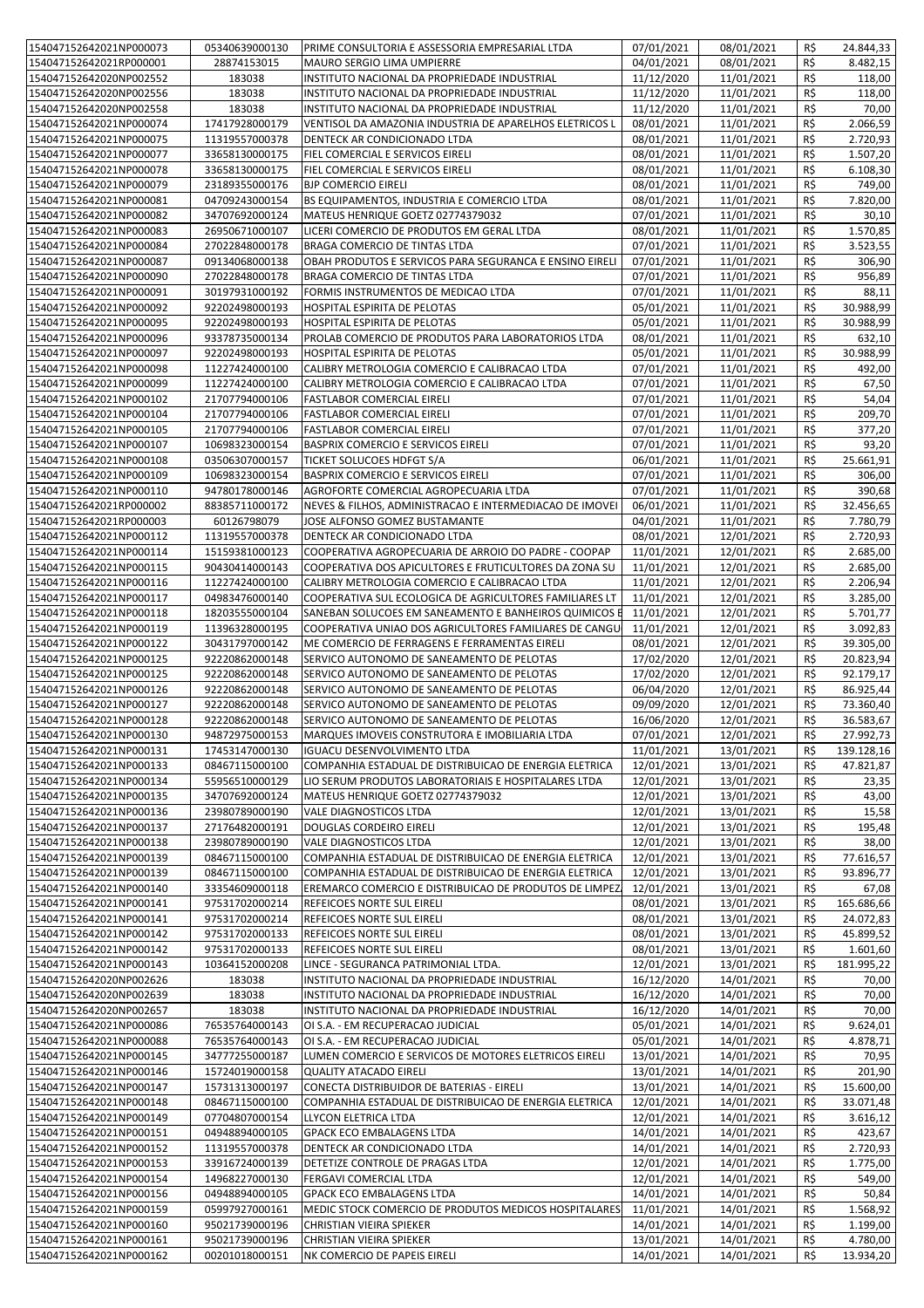| | | | | | | |
|---|---|---|---|---|---|---|
| 154047152642021NP000073 | 05340639000130 | PRIME CONSULTORIA E ASSESSORIA EMPRESARIAL LTDA | 07/01/2021 | 08/01/2021 | R$ | 24.844,33 |
| 154047152642021RP000001 | 28874153015 | MAURO SERGIO LIMA UMPIERRE | 04/01/2021 | 08/01/2021 | R$ | 8.482,15 |
| 154047152642020NP002552 | 183038 | INSTITUTO NACIONAL DA PROPRIEDADE INDUSTRIAL | 11/12/2020 | 11/01/2021 | R$ | 118,00 |
| 154047152642020NP002556 | 183038 | INSTITUTO NACIONAL DA PROPRIEDADE INDUSTRIAL | 11/12/2020 | 11/01/2021 | R$ | 118,00 |
| 154047152642020NP002558 | 183038 | INSTITUTO NACIONAL DA PROPRIEDADE INDUSTRIAL | 11/12/2020 | 11/01/2021 | R$ | 70,00 |
| 154047152642021NP000074 | 17417928000179 | VENTISOL DA AMAZONIA INDUSTRIA DE APARELHOS ELETRICOS L | 08/01/2021 | 11/01/2021 | R$ | 2.066,59 |
| 154047152642021NP000075 | 11319557000378 | DENTECK AR CONDICIONADO LTDA | 08/01/2021 | 11/01/2021 | R$ | 2.720,93 |
| 154047152642021NP000077 | 33658130000175 | FIEL COMERCIAL E SERVICOS EIRELI | 08/01/2021 | 11/01/2021 | R$ | 1.507,20 |
| 154047152642021NP000078 | 33658130000175 | FIEL COMERCIAL E SERVICOS EIRELI | 08/01/2021 | 11/01/2021 | R$ | 6.108,30 |
| 154047152642021NP000079 | 23189355000176 | BJP COMERCIO EIRELI | 08/01/2021 | 11/01/2021 | R$ | 749,00 |
| 154047152642021NP000081 | 04709243000154 | BS EQUIPAMENTOS, INDUSTRIA E COMERCIO LTDA | 08/01/2021 | 11/01/2021 | R$ | 7.820,00 |
| 154047152642021NP000082 | 34707692000124 | MATEUS HENRIQUE GOETZ 02774379032 | 07/01/2021 | 11/01/2021 | R$ | 30,10 |
| 154047152642021NP000083 | 26950671000107 | LICERI COMERCIO DE PRODUTOS EM GERAL LTDA | 08/01/2021 | 11/01/2021 | R$ | 1.570,85 |
| 154047152642021NP000084 | 27022848000178 | BRAGA COMERCIO DE TINTAS LTDA | 07/01/2021 | 11/01/2021 | R$ | 3.523,55 |
| 154047152642021NP000087 | 09134068000138 | OBAH PRODUTOS E SERVICOS PARA SEGURANCA E ENSINO EIRELI | 07/01/2021 | 11/01/2021 | R$ | 306,90 |
| 154047152642021NP000090 | 27022848000178 | BRAGA COMERCIO DE TINTAS LTDA | 07/01/2021 | 11/01/2021 | R$ | 956,89 |
| 154047152642021NP000091 | 30197931000192 | FORMIS INSTRUMENTOS DE MEDICAO LTDA | 07/01/2021 | 11/01/2021 | R$ | 88,11 |
| 154047152642021NP000092 | 92202498000193 | HOSPITAL ESPIRITA DE PELOTAS | 05/01/2021 | 11/01/2021 | R$ | 30.988,99 |
| 154047152642021NP000095 | 92202498000193 | HOSPITAL ESPIRITA DE PELOTAS | 05/01/2021 | 11/01/2021 | R$ | 30.988,99 |
| 154047152642021NP000096 | 93378735000134 | PROLAB COMERCIO DE PRODUTOS PARA LABORATORIOS LTDA | 08/01/2021 | 11/01/2021 | R$ | 632,10 |
| 154047152642021NP000097 | 92202498000193 | HOSPITAL ESPIRITA DE PELOTAS | 05/01/2021 | 11/01/2021 | R$ | 30.988,99 |
| 154047152642021NP000098 | 11227424000100 | CALIBRY METROLOGIA COMERCIO E CALIBRACAO LTDA | 07/01/2021 | 11/01/2021 | R$ | 492,00 |
| 154047152642021NP000099 | 11227424000100 | CALIBRY METROLOGIA COMERCIO E CALIBRACAO LTDA | 07/01/2021 | 11/01/2021 | R$ | 67,50 |
| 154047152642021NP000102 | 21707794000106 | FASTLABOR COMERCIAL EIRELI | 07/01/2021 | 11/01/2021 | R$ | 54,04 |
| 154047152642021NP000104 | 21707794000106 | FASTLABOR COMERCIAL EIRELI | 07/01/2021 | 11/01/2021 | R$ | 209,70 |
| 154047152642021NP000105 | 21707794000106 | FASTLABOR COMERCIAL EIRELI | 07/01/2021 | 11/01/2021 | R$ | 377,20 |
| 154047152642021NP000107 | 10698323000154 | BASPRIX COMERCIO E SERVICOS EIRELI | 07/01/2021 | 11/01/2021 | R$ | 93,20 |
| 154047152642021NP000108 | 03506307000157 | TICKET SOLUCOES HDFGT S/A | 06/01/2021 | 11/01/2021 | R$ | 25.661,91 |
| 154047152642021NP000109 | 10698323000154 | BASPRIX COMERCIO E SERVICOS EIRELI | 07/01/2021 | 11/01/2021 | R$ | 306,00 |
| 154047152642021NP000110 | 94780178000146 | AGROFORTE COMERCIAL AGROPECUARIA LTDA | 07/01/2021 | 11/01/2021 | R$ | 390,68 |
| 154047152642021RP000002 | 88385711000172 | NEVES & FILHOS, ADMINISTRACAO E INTERMEDIACAO DE IMOVEI | 06/01/2021 | 11/01/2021 | R$ | 32.456,65 |
| 154047152642021RP000003 | 60126798079 | JOSE ALFONSO GOMEZ BUSTAMANTE | 04/01/2021 | 11/01/2021 | R$ | 7.780,79 |
| 154047152642021NP000112 | 11319557000378 | DENTECK AR CONDICIONADO LTDA | 08/01/2021 | 12/01/2021 | R$ | 2.720,93 |
| 154047152642021NP000114 | 15159381000123 | COOPERATIVA AGROPECUARIA DE ARROIO DO PADRE - COOPAP | 11/01/2021 | 12/01/2021 | R$ | 2.685,00 |
| 154047152642021NP000115 | 90430414000143 | COOPERATIVA DOS APICULTORES E FRUTICULTORES DA ZONA SU | 11/01/2021 | 12/01/2021 | R$ | 2.685,00 |
| 154047152642021NP000116 | 11227424000100 | CALIBRY METROLOGIA COMERCIO E CALIBRACAO LTDA | 11/01/2021 | 12/01/2021 | R$ | 2.206,94 |
| 154047152642021NP000117 | 04983476000140 | COOPERATIVA SUL ECOLOGICA DE AGRICULTORES FAMILIARES LT | 11/01/2021 | 12/01/2021 | R$ | 3.285,00 |
| 154047152642021NP000118 | 18203555000104 | SANEBAN SOLUCOES EM SANEAMENTO E BANHEIROS QUIMICOS E | 11/01/2021 | 12/01/2021 | R$ | 5.701,77 |
| 154047152642021NP000119 | 11396328000195 | COOPERATIVA UNIAO DOS AGRICULTORES FAMILIARES DE CANGU | 11/01/2021 | 12/01/2021 | R$ | 3.092,83 |
| 154047152642021NP000122 | 30431797000142 | ME COMERCIO DE FERRAGENS E FERRAMENTAS EIRELI | 08/01/2021 | 12/01/2021 | R$ | 39.305,00 |
| 154047152642021NP000125 | 92220862000148 | SERVICO AUTONOMO DE SANEAMENTO DE PELOTAS | 17/02/2020 | 12/01/2021 | R$ | 20.823,94 |
| 154047152642021NP000125 | 92220862000148 | SERVICO AUTONOMO DE SANEAMENTO DE PELOTAS | 17/02/2020 | 12/01/2021 | R$ | 92.179,17 |
| 154047152642021NP000126 | 92220862000148 | SERVICO AUTONOMO DE SANEAMENTO DE PELOTAS | 06/04/2020 | 12/01/2021 | R$ | 86.925,44 |
| 154047152642021NP000127 | 92220862000148 | SERVICO AUTONOMO DE SANEAMENTO DE PELOTAS | 09/09/2020 | 12/01/2021 | R$ | 73.360,40 |
| 154047152642021NP000128 | 92220862000148 | SERVICO AUTONOMO DE SANEAMENTO DE PELOTAS | 16/06/2020 | 12/01/2021 | R$ | 36.583,67 |
| 154047152642021NP000130 | 94872975000153 | MARQUES IMOVEIS CONSTRUTORA E IMOBILIARIA LTDA | 07/01/2021 | 12/01/2021 | R$ | 27.992,73 |
| 154047152642021NP000131 | 17453147000130 | IGUACU DESENVOLVIMENTO LTDA | 11/01/2021 | 13/01/2021 | R$ | 139.128,16 |
| 154047152642021NP000133 | 08467115000100 | COMPANHIA ESTADUAL DE DISTRIBUICAO DE ENERGIA ELETRICA | 12/01/2021 | 13/01/2021 | R$ | 47.821,87 |
| 154047152642021NP000134 | 55956510000129 | LIO SERUM PRODUTOS LABORATORIAIS E HOSPITALARES LTDA | 12/01/2021 | 13/01/2021 | R$ | 23,35 |
| 154047152642021NP000135 | 34707692000124 | MATEUS HENRIQUE GOETZ 02774379032 | 12/01/2021 | 13/01/2021 | R$ | 43,00 |
| 154047152642021NP000136 | 23980789000190 | VALE DIAGNOSTICOS LTDA | 12/01/2021 | 13/01/2021 | R$ | 15,58 |
| 154047152642021NP000137 | 27176482000191 | DOUGLAS CORDEIRO EIRELI | 12/01/2021 | 13/01/2021 | R$ | 195,48 |
| 154047152642021NP000138 | 23980789000190 | VALE DIAGNOSTICOS LTDA | 12/01/2021 | 13/01/2021 | R$ | 38,00 |
| 154047152642021NP000139 | 08467115000100 | COMPANHIA ESTADUAL DE DISTRIBUICAO DE ENERGIA ELETRICA | 12/01/2021 | 13/01/2021 | R$ | 77.616,57 |
| 154047152642021NP000139 | 08467115000100 | COMPANHIA ESTADUAL DE DISTRIBUICAO DE ENERGIA ELETRICA | 12/01/2021 | 13/01/2021 | R$ | 93.896,77 |
| 154047152642021NP000140 | 33354609000118 | EREMARCO COMERCIO E DISTRIBUICAO DE PRODUTOS DE LIMPEZ | 12/01/2021 | 13/01/2021 | R$ | 67,08 |
| 154047152642021NP000141 | 97531702000214 | REFEICOES NORTE SUL EIRELI | 08/01/2021 | 13/01/2021 | R$ | 165.686,66 |
| 154047152642021NP000141 | 97531702000214 | REFEICOES NORTE SUL EIRELI | 08/01/2021 | 13/01/2021 | R$ | 24.072,83 |
| 154047152642021NP000142 | 97531702000133 | REFEICOES NORTE SUL EIRELI | 08/01/2021 | 13/01/2021 | R$ | 45.899,52 |
| 154047152642021NP000142 | 97531702000133 | REFEICOES NORTE SUL EIRELI | 08/01/2021 | 13/01/2021 | R$ | 1.601,60 |
| 154047152642021NP000143 | 10364152000208 | LINCE - SEGURANCA PATRIMONIAL LTDA. | 12/01/2021 | 13/01/2021 | R$ | 181.995,22 |
| 154047152642020NP002626 | 183038 | INSTITUTO NACIONAL DA PROPRIEDADE INDUSTRIAL | 16/12/2020 | 14/01/2021 | R$ | 70,00 |
| 154047152642020NP002639 | 183038 | INSTITUTO NACIONAL DA PROPRIEDADE INDUSTRIAL | 16/12/2020 | 14/01/2021 | R$ | 70,00 |
| 154047152642020NP002657 | 183038 | INSTITUTO NACIONAL DA PROPRIEDADE INDUSTRIAL | 16/12/2020 | 14/01/2021 | R$ | 70,00 |
| 154047152642021NP000086 | 76535764000143 | OI S.A. - EM RECUPERACAO JUDICIAL | 05/01/2021 | 14/01/2021 | R$ | 9.624,01 |
| 154047152642021NP000088 | 76535764000143 | OI S.A. - EM RECUPERACAO JUDICIAL | 05/01/2021 | 14/01/2021 | R$ | 4.878,71 |
| 154047152642021NP000145 | 34777255000187 | LUMEN COMERCIO E SERVICOS DE MOTORES ELETRICOS EIRELI | 13/01/2021 | 14/01/2021 | R$ | 70,95 |
| 154047152642021NP000146 | 15724019000158 | QUALITY ATACADO EIRELI | 13/01/2021 | 14/01/2021 | R$ | 201,90 |
| 154047152642021NP000147 | 15731313000197 | CONECTA DISTRIBUIDOR DE BATERIAS - EIRELI | 13/01/2021 | 14/01/2021 | R$ | 15.600,00 |
| 154047152642021NP000148 | 08467115000100 | COMPANHIA ESTADUAL DE DISTRIBUICAO DE ENERGIA ELETRICA | 12/01/2021 | 14/01/2021 | R$ | 33.071,48 |
| 154047152642021NP000149 | 07704807000154 | LLYCON ELETRICA LTDA | 12/01/2021 | 14/01/2021 | R$ | 3.616,12 |
| 154047152642021NP000151 | 04948894000105 | GPACK ECO EMBALAGENS LTDA | 14/01/2021 | 14/01/2021 | R$ | 423,67 |
| 154047152642021NP000152 | 11319557000378 | DENTECK AR CONDICIONADO LTDA | 14/01/2021 | 14/01/2021 | R$ | 2.720,93 |
| 154047152642021NP000153 | 33916724000139 | DETETIZE CONTROLE DE PRAGAS LTDA | 12/01/2021 | 14/01/2021 | R$ | 1.775,00 |
| 154047152642021NP000154 | 14968227000130 | FERGAVI COMERCIAL LTDA | 12/01/2021 | 14/01/2021 | R$ | 549,00 |
| 154047152642021NP000156 | 04948894000105 | GPACK ECO EMBALAGENS LTDA | 14/01/2021 | 14/01/2021 | R$ | 50,84 |
| 154047152642021NP000159 | 05997927000161 | MEDIC STOCK COMERCIO DE PRODUTOS MEDICOS HOSPITALARES | 11/01/2021 | 14/01/2021 | R$ | 1.568,92 |
| 154047152642021NP000160 | 95021739000196 | CHRISTIAN VIEIRA SPIEKER | 14/01/2021 | 14/01/2021 | R$ | 1.199,00 |
| 154047152642021NP000161 | 95021739000196 | CHRISTIAN VIEIRA SPIEKER | 13/01/2021 | 14/01/2021 | R$ | 4.780,00 |
| 154047152642021NP000162 | 00201018000151 | NK COMERCIO DE PAPEIS EIRELI | 14/01/2021 | 14/01/2021 | R$ | 13.934,20 |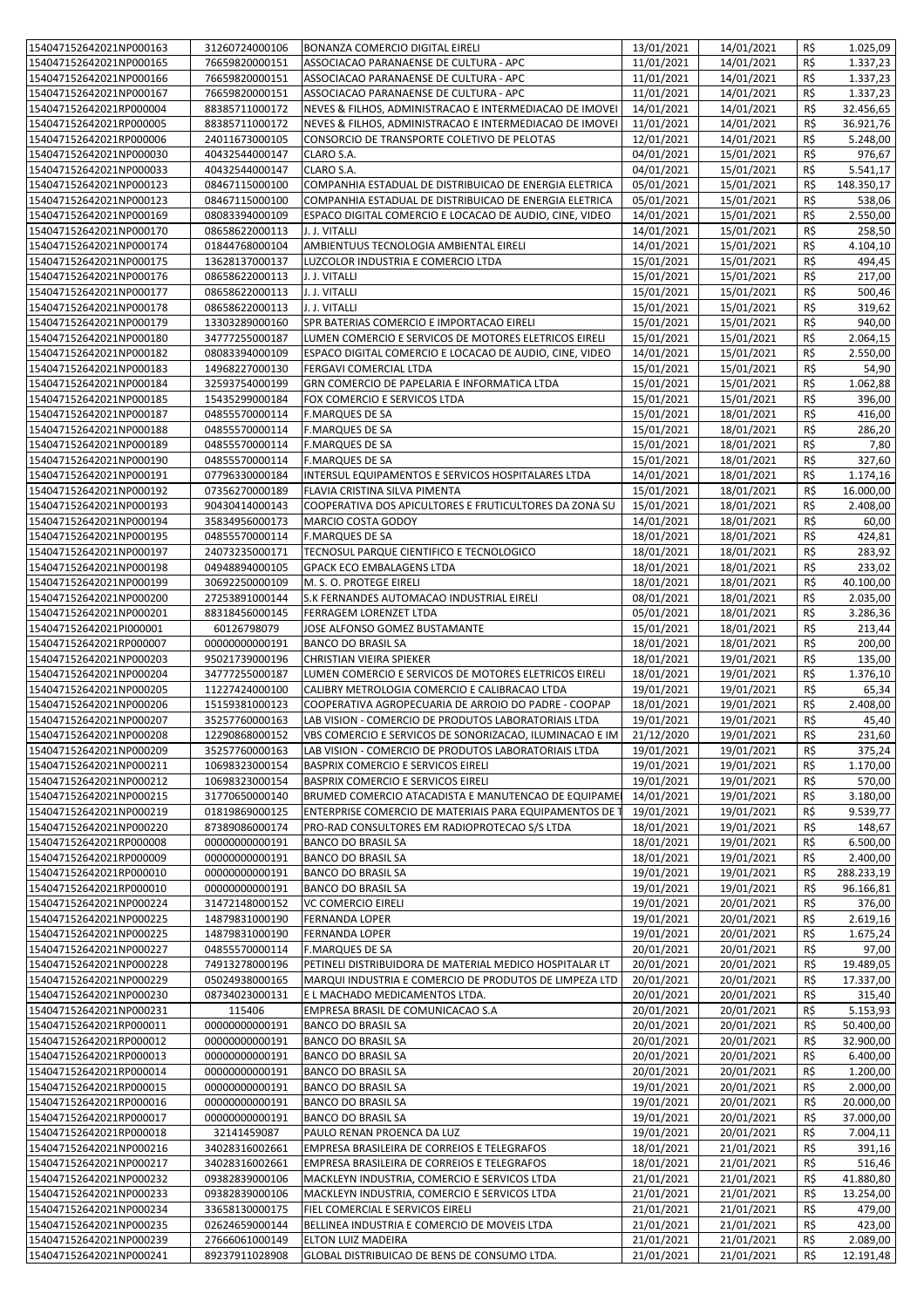| | | | | | | |
|---|---|---|---|---|---|---|
| 154047152642021NP000163 | 31260724000106 | BONANZA COMERCIO DIGITAL EIRELI | 13/01/2021 | 14/01/2021 | R$ | 1.025,09 |
| 154047152642021NP000165 | 76659820000151 | ASSOCIACAO PARANAENSE DE CULTURA - APC | 11/01/2021 | 14/01/2021 | R$ | 1.337,23 |
| 154047152642021NP000166 | 76659820000151 | ASSOCIACAO PARANAENSE DE CULTURA - APC | 11/01/2021 | 14/01/2021 | R$ | 1.337,23 |
| 154047152642021NP000167 | 76659820000151 | ASSOCIACAO PARANAENSE DE CULTURA - APC | 11/01/2021 | 14/01/2021 | R$ | 1.337,23 |
| 154047152642021RP000004 | 88385711000172 | NEVES & FILHOS, ADMINISTRACAO E INTERMEDIACAO DE IMOVEI | 14/01/2021 | 14/01/2021 | R$ | 32.456,65 |
| 154047152642021RP000005 | 88385711000172 | NEVES & FILHOS, ADMINISTRACAO E INTERMEDIACAO DE IMOVEI | 11/01/2021 | 14/01/2021 | R$ | 36.921,76 |
| 154047152642021RP000006 | 24011673000105 | CONSORCIO DE TRANSPORTE COLETIVO DE PELOTAS | 12/01/2021 | 14/01/2021 | R$ | 5.248,00 |
| 154047152642021NP000030 | 40432544000147 | CLARO S.A. | 04/01/2021 | 15/01/2021 | R$ | 976,67 |
| 154047152642021NP000033 | 40432544000147 | CLARO S.A. | 04/01/2021 | 15/01/2021 | R$ | 5.541,17 |
| 154047152642021NP000123 | 08467115000100 | COMPANHIA ESTADUAL DE DISTRIBUICAO DE ENERGIA ELETRICA | 05/01/2021 | 15/01/2021 | R$ | 148.350,17 |
| 154047152642021NP000123 | 08467115000100 | COMPANHIA ESTADUAL DE DISTRIBUICAO DE ENERGIA ELETRICA | 05/01/2021 | 15/01/2021 | R$ | 538,06 |
| 154047152642021NP000169 | 08083394000109 | ESPACO DIGITAL COMERCIO E LOCACAO DE AUDIO, CINE, VIDEO | 14/01/2021 | 15/01/2021 | R$ | 2.550,00 |
| 154047152642021NP000170 | 08658622000113 | J. J. VITALLI | 14/01/2021 | 15/01/2021 | R$ | 258,50 |
| 154047152642021NP000174 | 01844768000104 | AMBIENTUUS TECNOLOGIA AMBIENTAL EIRELI | 14/01/2021 | 15/01/2021 | R$ | 4.104,10 |
| 154047152642021NP000175 | 13628137000137 | LUZCOLOR INDUSTRIA E COMERCIO LTDA | 15/01/2021 | 15/01/2021 | R$ | 494,45 |
| 154047152642021NP000176 | 08658622000113 | J. J. VITALLI | 15/01/2021 | 15/01/2021 | R$ | 217,00 |
| 154047152642021NP000177 | 08658622000113 | J. J. VITALLI | 15/01/2021 | 15/01/2021 | R$ | 500,46 |
| 154047152642021NP000178 | 08658622000113 | J. J. VITALLI | 15/01/2021 | 15/01/2021 | R$ | 319,62 |
| 154047152642021NP000179 | 13303289000160 | SPR BATERIAS COMERCIO E IMPORTACAO EIRELI | 15/01/2021 | 15/01/2021 | R$ | 940,00 |
| 154047152642021NP000180 | 34777255000187 | LUMEN COMERCIO E SERVICOS DE MOTORES ELETRICOS EIRELI | 15/01/2021 | 15/01/2021 | R$ | 2.064,15 |
| 154047152642021NP000182 | 08083394000109 | ESPACO DIGITAL COMERCIO E LOCACAO DE AUDIO, CINE, VIDEO | 14/01/2021 | 15/01/2021 | R$ | 2.550,00 |
| 154047152642021NP000183 | 14968227000130 | FERGAVI COMERCIAL LTDA | 15/01/2021 | 15/01/2021 | R$ | 54,90 |
| 154047152642021NP000184 | 32593754000199 | GRN COMERCIO DE PAPELARIA E INFORMATICA LTDA | 15/01/2021 | 15/01/2021 | R$ | 1.062,88 |
| 154047152642021NP000185 | 15435299000184 | FOX COMERCIO E SERVICOS LTDA | 15/01/2021 | 15/01/2021 | R$ | 396,00 |
| 154047152642021NP000187 | 04855570000114 | F.MARQUES DE SA | 15/01/2021 | 18/01/2021 | R$ | 416,00 |
| 154047152642021NP000188 | 04855570000114 | F.MARQUES DE SA | 15/01/2021 | 18/01/2021 | R$ | 286,20 |
| 154047152642021NP000189 | 04855570000114 | F.MARQUES DE SA | 15/01/2021 | 18/01/2021 | R$ | 7,80 |
| 154047152642021NP000190 | 04855570000114 | F.MARQUES DE SA | 15/01/2021 | 18/01/2021 | R$ | 327,60 |
| 154047152642021NP000191 | 07796330000184 | INTERSUL EQUIPAMENTOS E SERVICOS HOSPITALARES LTDA | 14/01/2021 | 18/01/2021 | R$ | 1.174,16 |
| 154047152642021NP000192 | 07356270000189 | FLAVIA CRISTINA SILVA PIMENTA | 15/01/2021 | 18/01/2021 | R$ | 16.000,00 |
| 154047152642021NP000193 | 90430414000143 | COOPERATIVA DOS APICULTORES E FRUTICULTORES DA ZONA SU | 15/01/2021 | 18/01/2021 | R$ | 2.408,00 |
| 154047152642021NP000194 | 35834956000173 | MARCIO COSTA GODOY | 14/01/2021 | 18/01/2021 | R$ | 60,00 |
| 154047152642021NP000195 | 04855570000114 | F.MARQUES DE SA | 18/01/2021 | 18/01/2021 | R$ | 424,81 |
| 154047152642021NP000197 | 24073235000171 | TECNOSUL PARQUE CIENTIFICO E TECNOLOGICO | 18/01/2021 | 18/01/2021 | R$ | 283,92 |
| 154047152642021NP000198 | 04948894000105 | GPACK ECO EMBALAGENS LTDA | 18/01/2021 | 18/01/2021 | R$ | 233,02 |
| 154047152642021NP000199 | 30692250000109 | M. S. O. PROTEGE EIRELI | 18/01/2021 | 18/01/2021 | R$ | 40.100,00 |
| 154047152642021NP000200 | 27253891000144 | S.K FERNANDES AUTOMACAO INDUSTRIAL EIRELI | 08/01/2021 | 18/01/2021 | R$ | 2.035,00 |
| 154047152642021NP000201 | 88318456000145 | FERRAGEM LORENZET LTDA | 05/01/2021 | 18/01/2021 | R$ | 3.286,36 |
| 154047152642021PI000001 | 60126798079 | JOSE ALFONSO GOMEZ BUSTAMANTE | 15/01/2021 | 18/01/2021 | R$ | 213,44 |
| 154047152642021RP000007 | 00000000000191 | BANCO DO BRASIL SA | 18/01/2021 | 18/01/2021 | R$ | 200,00 |
| 154047152642021NP000203 | 95021739000196 | CHRISTIAN VIEIRA SPIEKER | 18/01/2021 | 19/01/2021 | R$ | 135,00 |
| 154047152642021NP000204 | 34777255000187 | LUMEN COMERCIO E SERVICOS DE MOTORES ELETRICOS EIRELI | 18/01/2021 | 19/01/2021 | R$ | 1.376,10 |
| 154047152642021NP000205 | 11227424000100 | CALIBRY METROLOGIA COMERCIO E CALIBRACAO LTDA | 19/01/2021 | 19/01/2021 | R$ | 65,34 |
| 154047152642021NP000206 | 15159381000123 | COOPERATIVA AGROPECUARIA DE ARROIO DO PADRE - COOPAP | 18/01/2021 | 19/01/2021 | R$ | 2.408,00 |
| 154047152642021NP000207 | 35257760000163 | LAB VISION - COMERCIO DE PRODUTOS LABORATORIAIS LTDA | 19/01/2021 | 19/01/2021 | R$ | 45,40 |
| 154047152642021NP000208 | 12290868000152 | VBS COMERCIO E SERVICOS DE SONORIZACAO, ILUMINACAO E IM | 21/12/2020 | 19/01/2021 | R$ | 231,60 |
| 154047152642021NP000209 | 35257760000163 | LAB VISION - COMERCIO DE PRODUTOS LABORATORIAIS LTDA | 19/01/2021 | 19/01/2021 | R$ | 375,24 |
| 154047152642021NP000211 | 10698323000154 | BASPRIX COMERCIO E SERVICOS EIRELI | 19/01/2021 | 19/01/2021 | R$ | 1.170,00 |
| 154047152642021NP000212 | 10698323000154 | BASPRIX COMERCIO E SERVICOS EIRELI | 19/01/2021 | 19/01/2021 | R$ | 570,00 |
| 154047152642021NP000215 | 31770650000140 | BRUMED COMERCIO ATACADISTA E MANUTENCAO DE EQUIPAME | 14/01/2021 | 19/01/2021 | R$ | 3.180,00 |
| 154047152642021NP000219 | 01819869000125 | ENTERPRISE COMERCIO DE MATERIAIS PARA EQUIPAMENTOS DE T | 19/01/2021 | 19/01/2021 | R$ | 9.539,77 |
| 154047152642021NP000220 | 87389086000174 | PRO-RAD CONSULTORES EM RADIOPROTECAO S/S LTDA | 18/01/2021 | 19/01/2021 | R$ | 148,67 |
| 154047152642021RP000008 | 00000000000191 | BANCO DO BRASIL SA | 18/01/2021 | 19/01/2021 | R$ | 6.500,00 |
| 154047152642021RP000009 | 00000000000191 | BANCO DO BRASIL SA | 18/01/2021 | 19/01/2021 | R$ | 2.400,00 |
| 154047152642021RP000010 | 00000000000191 | BANCO DO BRASIL SA | 19/01/2021 | 19/01/2021 | R$ | 288.233,19 |
| 154047152642021RP000010 | 00000000000191 | BANCO DO BRASIL SA | 19/01/2021 | 19/01/2021 | R$ | 96.166,81 |
| 154047152642021NP000224 | 31472148000152 | VC COMERCIO EIRELI | 19/01/2021 | 20/01/2021 | R$ | 376,00 |
| 154047152642021NP000225 | 14879831000190 | FERNANDA LOPER | 19/01/2021 | 20/01/2021 | R$ | 2.619,16 |
| 154047152642021NP000225 | 14879831000190 | FERNANDA LOPER | 19/01/2021 | 20/01/2021 | R$ | 1.675,24 |
| 154047152642021NP000227 | 04855570000114 | F.MARQUES DE SA | 20/01/2021 | 20/01/2021 | R$ | 97,00 |
| 154047152642021NP000228 | 74913278000196 | PETINELI DISTRIBUIDORA DE MATERIAL MEDICO HOSPITALAR LT | 20/01/2021 | 20/01/2021 | R$ | 19.489,05 |
| 154047152642021NP000229 | 05024938000165 | MARQUI INDUSTRIA E COMERCIO DE PRODUTOS DE LIMPEZA LTD | 20/01/2021 | 20/01/2021 | R$ | 17.337,00 |
| 154047152642021NP000230 | 08734023000131 | E L MACHADO MEDICAMENTOS LTDA. | 20/01/2021 | 20/01/2021 | R$ | 315,40 |
| 154047152642021NP000231 | 115406 | EMPRESA BRASIL DE COMUNICACAO S.A | 20/01/2021 | 20/01/2021 | R$ | 5.153,93 |
| 154047152642021RP000011 | 00000000000191 | BANCO DO BRASIL SA | 20/01/2021 | 20/01/2021 | R$ | 50.400,00 |
| 154047152642021RP000012 | 00000000000191 | BANCO DO BRASIL SA | 20/01/2021 | 20/01/2021 | R$ | 32.900,00 |
| 154047152642021RP000013 | 00000000000191 | BANCO DO BRASIL SA | 20/01/2021 | 20/01/2021 | R$ | 6.400,00 |
| 154047152642021RP000014 | 00000000000191 | BANCO DO BRASIL SA | 20/01/2021 | 20/01/2021 | R$ | 1.200,00 |
| 154047152642021RP000015 | 00000000000191 | BANCO DO BRASIL SA | 19/01/2021 | 20/01/2021 | R$ | 2.000,00 |
| 154047152642021RP000016 | 00000000000191 | BANCO DO BRASIL SA | 19/01/2021 | 20/01/2021 | R$ | 20.000,00 |
| 154047152642021RP000017 | 00000000000191 | BANCO DO BRASIL SA | 19/01/2021 | 20/01/2021 | R$ | 37.000,00 |
| 154047152642021RP000018 | 32141459087 | PAULO RENAN PROENCA DA LUZ | 19/01/2021 | 20/01/2021 | R$ | 7.004,11 |
| 154047152642021NP000216 | 34028316002661 | EMPRESA BRASILEIRA DE CORREIOS E TELEGRAFOS | 18/01/2021 | 21/01/2021 | R$ | 391,16 |
| 154047152642021NP000217 | 34028316002661 | EMPRESA BRASILEIRA DE CORREIOS E TELEGRAFOS | 18/01/2021 | 21/01/2021 | R$ | 516,46 |
| 154047152642021NP000232 | 09382839000106 | MACKLEYN INDUSTRIA, COMERCIO E SERVICOS LTDA | 21/01/2021 | 21/01/2021 | R$ | 41.880,80 |
| 154047152642021NP000233 | 09382839000106 | MACKLEYN INDUSTRIA, COMERCIO E SERVICOS LTDA | 21/01/2021 | 21/01/2021 | R$ | 13.254,00 |
| 154047152642021NP000234 | 33658130000175 | FIEL COMERCIAL E SERVICOS EIRELI | 21/01/2021 | 21/01/2021 | R$ | 479,00 |
| 154047152642021NP000235 | 02624659000144 | BELLINEA INDUSTRIA E COMERCIO DE MOVEIS LTDA | 21/01/2021 | 21/01/2021 | R$ | 423,00 |
| 154047152642021NP000239 | 27666061000149 | ELTON LUIZ MADEIRA | 21/01/2021 | 21/01/2021 | R$ | 2.089,00 |
| 154047152642021NP000241 | 89237911028908 | GLOBAL DISTRIBUICAO DE BENS DE CONSUMO LTDA. | 21/01/2021 | 21/01/2021 | R$ | 12.191,48 |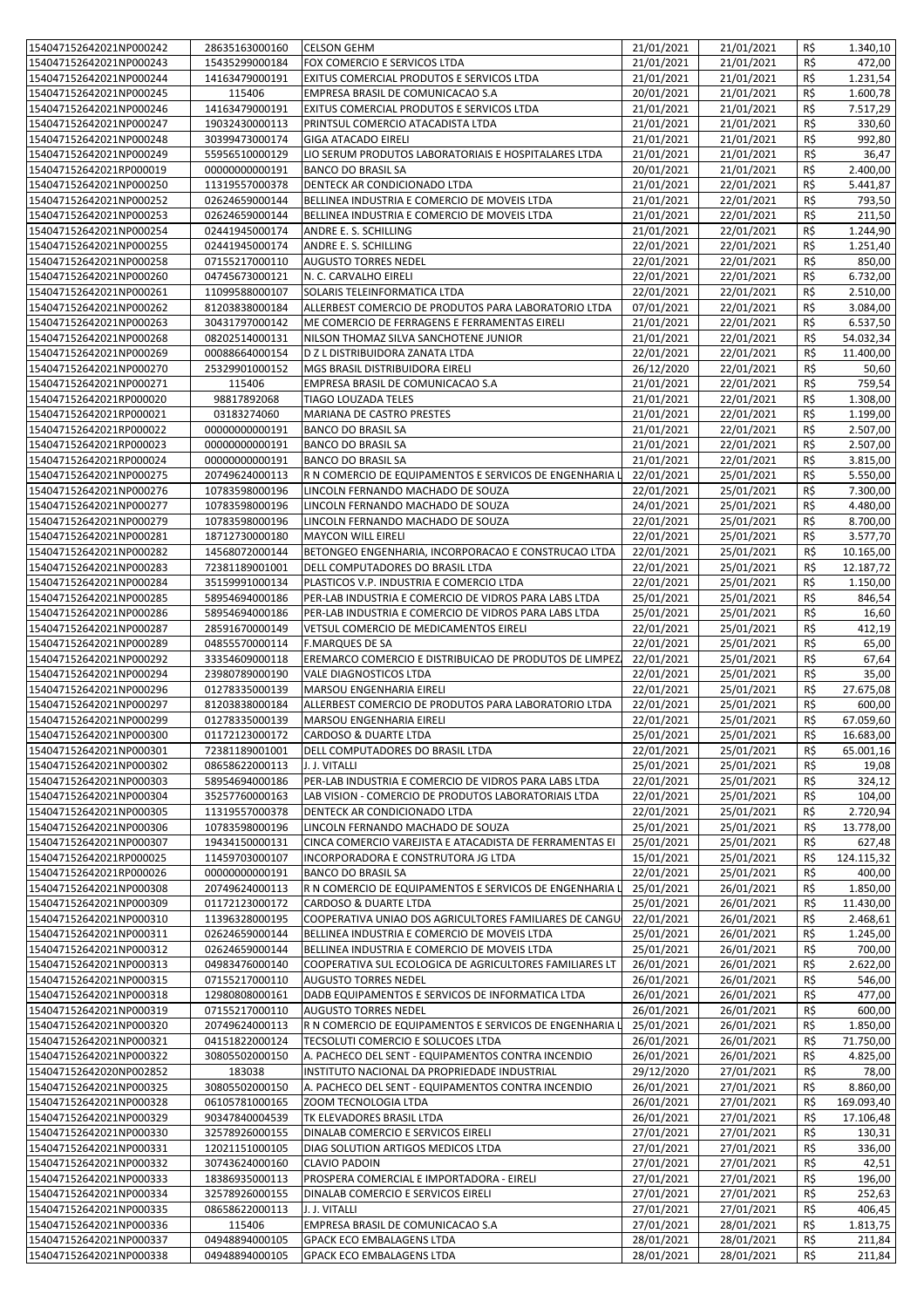| | | | | | | |
|---|---|---|---|---|---|---|
| 154047152642021NP000242 | 28635163000160 | CELSON GEHM | 21/01/2021 | 21/01/2021 | R$ | 1.340,10 |
| 154047152642021NP000243 | 15435299000184 | FOX COMERCIO E SERVICOS LTDA | 21/01/2021 | 21/01/2021 | R$ | 472,00 |
| 154047152642021NP000244 | 14163479000191 | EXITUS COMERCIAL PRODUTOS E SERVICOS LTDA | 21/01/2021 | 21/01/2021 | R$ | 1.231,54 |
| 154047152642021NP000245 | 115406 | EMPRESA BRASIL DE COMUNICACAO S.A | 20/01/2021 | 21/01/2021 | R$ | 1.600,78 |
| 154047152642021NP000246 | 14163479000191 | EXITUS COMERCIAL PRODUTOS E SERVICOS LTDA | 21/01/2021 | 21/01/2021 | R$ | 7.517,29 |
| 154047152642021NP000247 | 19032430000113 | PRINTSUL COMERCIO ATACADISTA LTDA | 21/01/2021 | 21/01/2021 | R$ | 330,60 |
| 154047152642021NP000248 | 30399473000174 | GIGA ATACADO EIRELI | 21/01/2021 | 21/01/2021 | R$ | 992,80 |
| 154047152642021NP000249 | 55956510000129 | LIO SERUM PRODUTOS LABORATORIAIS E HOSPITALARES LTDA | 21/01/2021 | 21/01/2021 | R$ | 36,47 |
| 154047152642021RP000019 | 00000000000191 | BANCO DO BRASIL SA | 20/01/2021 | 21/01/2021 | R$ | 2.400,00 |
| 154047152642021NP000250 | 11319557000378 | DENTECK AR CONDICIONADO LTDA | 21/01/2021 | 22/01/2021 | R$ | 5.441,87 |
| 154047152642021NP000252 | 02624659000144 | BELLINEA INDUSTRIA E COMERCIO DE MOVEIS LTDA | 21/01/2021 | 22/01/2021 | R$ | 793,50 |
| 154047152642021NP000253 | 02624659000144 | BELLINEA INDUSTRIA E COMERCIO DE MOVEIS LTDA | 21/01/2021 | 22/01/2021 | R$ | 211,50 |
| 154047152642021NP000254 | 02441945000174 | ANDRE E. S. SCHILLING | 21/01/2021 | 22/01/2021 | R$ | 1.244,90 |
| 154047152642021NP000255 | 02441945000174 | ANDRE E. S. SCHILLING | 22/01/2021 | 22/01/2021 | R$ | 1.251,40 |
| 154047152642021NP000258 | 07155217000110 | AUGUSTO TORRES NEDEL | 22/01/2021 | 22/01/2021 | R$ | 850,00 |
| 154047152642021NP000260 | 04745673000121 | N. C. CARVALHO EIRELI | 22/01/2021 | 22/01/2021 | R$ | 6.732,00 |
| 154047152642021NP000261 | 11099588000107 | SOLARIS TELEINFORMATICA LTDA | 22/01/2021 | 22/01/2021 | R$ | 2.510,00 |
| 154047152642021NP000262 | 81203838000184 | ALLERBEST COMERCIO DE PRODUTOS PARA LABORATORIO LTDA | 07/01/2021 | 22/01/2021 | R$ | 3.084,00 |
| 154047152642021NP000263 | 30431797000142 | ME COMERCIO DE FERRAGENS E FERRAMENTAS EIRELI | 21/01/2021 | 22/01/2021 | R$ | 6.537,50 |
| 154047152642021NP000268 | 08202514000131 | NILSON THOMAZ SILVA SANCHOTENE JUNIOR | 21/01/2021 | 22/01/2021 | R$ | 54.032,34 |
| 154047152642021NP000269 | 00088664000154 | D Z L DISTRIBUIDORA ZANATA LTDA | 22/01/2021 | 22/01/2021 | R$ | 11.400,00 |
| 154047152642021NP000270 | 25329901000152 | MGS BRASIL DISTRIBUIDORA EIRELI | 26/12/2020 | 22/01/2021 | R$ | 50,60 |
| 154047152642021NP000271 | 115406 | EMPRESA BRASIL DE COMUNICACAO S.A | 21/01/2021 | 22/01/2021 | R$ | 759,54 |
| 154047152642021RP000020 | 98817892068 | TIAGO LOUZADA TELES | 21/01/2021 | 22/01/2021 | R$ | 1.308,00 |
| 154047152642021RP000021 | 03183274060 | MARIANA DE CASTRO PRESTES | 21/01/2021 | 22/01/2021 | R$ | 1.199,00 |
| 154047152642021RP000022 | 00000000000191 | BANCO DO BRASIL SA | 21/01/2021 | 22/01/2021 | R$ | 2.507,00 |
| 154047152642021RP000023 | 00000000000191 | BANCO DO BRASIL SA | 21/01/2021 | 22/01/2021 | R$ | 2.507,00 |
| 154047152642021RP000024 | 00000000000191 | BANCO DO BRASIL SA | 21/01/2021 | 22/01/2021 | R$ | 3.815,00 |
| 154047152642021NP000275 | 20749624000113 | R N COMERCIO DE EQUIPAMENTOS E SERVICOS DE ENGENHARIA L | 22/01/2021 | 25/01/2021 | R$ | 5.550,00 |
| 154047152642021NP000276 | 10783598000196 | LINCOLN FERNANDO MACHADO DE SOUZA | 22/01/2021 | 25/01/2021 | R$ | 7.300,00 |
| 154047152642021NP000277 | 10783598000196 | LINCOLN FERNANDO MACHADO DE SOUZA | 24/01/2021 | 25/01/2021 | R$ | 4.480,00 |
| 154047152642021NP000279 | 10783598000196 | LINCOLN FERNANDO MACHADO DE SOUZA | 22/01/2021 | 25/01/2021 | R$ | 8.700,00 |
| 154047152642021NP000281 | 18712730000180 | MAYCON WILL EIRELI | 22/01/2021 | 25/01/2021 | R$ | 3.577,70 |
| 154047152642021NP000282 | 14568072000144 | BETONGEO ENGENHARIA, INCORPORACAO E CONSTRUCAO LTDA | 22/01/2021 | 25/01/2021 | R$ | 10.165,00 |
| 154047152642021NP000283 | 72381189001001 | DELL COMPUTADORES DO BRASIL LTDA | 22/01/2021 | 25/01/2021 | R$ | 12.187,72 |
| 154047152642021NP000284 | 35159991000134 | PLASTICOS V.P. INDUSTRIA E COMERCIO LTDA | 22/01/2021 | 25/01/2021 | R$ | 1.150,00 |
| 154047152642021NP000285 | 58954694000186 | PER-LAB INDUSTRIA E COMERCIO DE VIDROS PARA LABS LTDA | 25/01/2021 | 25/01/2021 | R$ | 846,54 |
| 154047152642021NP000286 | 58954694000186 | PER-LAB INDUSTRIA E COMERCIO DE VIDROS PARA LABS LTDA | 25/01/2021 | 25/01/2021 | R$ | 16,60 |
| 154047152642021NP000287 | 28591670000149 | VETSUL COMERCIO DE MEDICAMENTOS EIRELI | 22/01/2021 | 25/01/2021 | R$ | 412,19 |
| 154047152642021NP000289 | 04855570000114 | F.MARQUES DE SA | 22/01/2021 | 25/01/2021 | R$ | 65,00 |
| 154047152642021NP000292 | 33354609000118 | EREMARCO COMERCIO E DISTRIBUICAO DE PRODUTOS DE LIMPEZ | 22/01/2021 | 25/01/2021 | R$ | 67,64 |
| 154047152642021NP000294 | 23980789000190 | VALE DIAGNOSTICOS LTDA | 22/01/2021 | 25/01/2021 | R$ | 35,00 |
| 154047152642021NP000296 | 01278335000139 | MARSOU ENGENHARIA EIRELI | 22/01/2021 | 25/01/2021 | R$ | 27.675,08 |
| 154047152642021NP000297 | 81203838000184 | ALLERBEST COMERCIO DE PRODUTOS PARA LABORATORIO LTDA | 22/01/2021 | 25/01/2021 | R$ | 600,00 |
| 154047152642021NP000299 | 01278335000139 | MARSOU ENGENHARIA EIRELI | 22/01/2021 | 25/01/2021 | R$ | 67.059,60 |
| 154047152642021NP000300 | 01172123000172 | CARDOSO & DUARTE LTDA | 25/01/2021 | 25/01/2021 | R$ | 16.683,00 |
| 154047152642021NP000301 | 72381189001001 | DELL COMPUTADORES DO BRASIL LTDA | 22/01/2021 | 25/01/2021 | R$ | 65.001,16 |
| 154047152642021NP000302 | 08658622000113 | J. J. VITALLI | 25/01/2021 | 25/01/2021 | R$ | 19,08 |
| 154047152642021NP000303 | 58954694000186 | PER-LAB INDUSTRIA E COMERCIO DE VIDROS PARA LABS LTDA | 22/01/2021 | 25/01/2021 | R$ | 324,12 |
| 154047152642021NP000304 | 35257760000163 | LAB VISION - COMERCIO DE PRODUTOS LABORATORIAIS LTDA | 22/01/2021 | 25/01/2021 | R$ | 104,00 |
| 154047152642021NP000305 | 11319557000378 | DENTECK AR CONDICIONADO LTDA | 22/01/2021 | 25/01/2021 | R$ | 2.720,94 |
| 154047152642021NP000306 | 10783598000196 | LINCOLN FERNANDO MACHADO DE SOUZA | 25/01/2021 | 25/01/2021 | R$ | 13.778,00 |
| 154047152642021NP000307 | 19434150000131 | CINCA COMERCIO VAREJISTA E ATACADISTA DE FERRAMENTAS EI | 25/01/2021 | 25/01/2021 | R$ | 627,48 |
| 154047152642021RP000025 | 11459703000107 | INCORPORADORA E CONSTRUTORA JG LTDA | 15/01/2021 | 25/01/2021 | R$ | 124.115,32 |
| 154047152642021RP000026 | 00000000000191 | BANCO DO BRASIL SA | 22/01/2021 | 25/01/2021 | R$ | 400,00 |
| 154047152642021NP000308 | 20749624000113 | R N COMERCIO DE EQUIPAMENTOS E SERVICOS DE ENGENHARIA L | 25/01/2021 | 26/01/2021 | R$ | 1.850,00 |
| 154047152642021NP000309 | 01172123000172 | CARDOSO & DUARTE LTDA | 25/01/2021 | 26/01/2021 | R$ | 11.430,00 |
| 154047152642021NP000310 | 11396328000195 | COOPERATIVA UNIAO DOS AGRICULTORES FAMILIARES DE CANGU | 22/01/2021 | 26/01/2021 | R$ | 2.468,61 |
| 154047152642021NP000311 | 02624659000144 | BELLINEA INDUSTRIA E COMERCIO DE MOVEIS LTDA | 25/01/2021 | 26/01/2021 | R$ | 1.245,00 |
| 154047152642021NP000312 | 02624659000144 | BELLINEA INDUSTRIA E COMERCIO DE MOVEIS LTDA | 25/01/2021 | 26/01/2021 | R$ | 700,00 |
| 154047152642021NP000313 | 04983476000140 | COOPERATIVA SUL ECOLOGICA DE AGRICULTORES FAMILIARES LT | 26/01/2021 | 26/01/2021 | R$ | 2.622,00 |
| 154047152642021NP000315 | 07155217000110 | AUGUSTO TORRES NEDEL | 26/01/2021 | 26/01/2021 | R$ | 546,00 |
| 154047152642021NP000318 | 12980808000161 | DADB EQUIPAMENTOS E SERVICOS DE INFORMATICA LTDA | 26/01/2021 | 26/01/2021 | R$ | 477,00 |
| 154047152642021NP000319 | 07155217000110 | AUGUSTO TORRES NEDEL | 26/01/2021 | 26/01/2021 | R$ | 600,00 |
| 154047152642021NP000320 | 20749624000113 | R N COMERCIO DE EQUIPAMENTOS E SERVICOS DE ENGENHARIA L | 25/01/2021 | 26/01/2021 | R$ | 1.850,00 |
| 154047152642021NP000321 | 04151822000124 | TECSOLUTI COMERCIO E SOLUCOES LTDA | 26/01/2021 | 26/01/2021 | R$ | 71.750,00 |
| 154047152642021NP000322 | 30805502000150 | A. PACHECO DEL SENT - EQUIPAMENTOS CONTRA INCENDIO | 26/01/2021 | 26/01/2021 | R$ | 4.825,00 |
| 154047152642020NP002852 | 183038 | INSTITUTO NACIONAL DA PROPRIEDADE INDUSTRIAL | 29/12/2020 | 27/01/2021 | R$ | 78,00 |
| 154047152642021NP000325 | 30805502000150 | A. PACHECO DEL SENT - EQUIPAMENTOS CONTRA INCENDIO | 26/01/2021 | 27/01/2021 | R$ | 8.860,00 |
| 154047152642021NP000328 | 06105781000165 | ZOOM TECNOLOGIA LTDA | 26/01/2021 | 27/01/2021 | R$ | 169.093,40 |
| 154047152642021NP000329 | 90347840004539 | TK ELEVADORES BRASIL LTDA | 26/01/2021 | 27/01/2021 | R$ | 17.106,48 |
| 154047152642021NP000330 | 32578926000155 | DINALAB COMERCIO E SERVICOS EIRELI | 27/01/2021 | 27/01/2021 | R$ | 130,31 |
| 154047152642021NP000331 | 12021151000105 | DIAG SOLUTION ARTIGOS MEDICOS LTDA | 27/01/2021 | 27/01/2021 | R$ | 336,00 |
| 154047152642021NP000332 | 30743624000160 | CLAVIO PADOIN | 27/01/2021 | 27/01/2021 | R$ | 42,51 |
| 154047152642021NP000333 | 18386935000113 | PROSPERA COMERCIAL E IMPORTADORA - EIRELI | 27/01/2021 | 27/01/2021 | R$ | 196,00 |
| 154047152642021NP000334 | 32578926000155 | DINALAB COMERCIO E SERVICOS EIRELI | 27/01/2021 | 27/01/2021 | R$ | 252,63 |
| 154047152642021NP000335 | 08658622000113 | J. J. VITALLI | 27/01/2021 | 27/01/2021 | R$ | 406,45 |
| 154047152642021NP000336 | 115406 | EMPRESA BRASIL DE COMUNICACAO S.A | 27/01/2021 | 28/01/2021 | R$ | 1.813,75 |
| 154047152642021NP000337 | 04948894000105 | GPACK ECO EMBALAGENS LTDA | 28/01/2021 | 28/01/2021 | R$ | 211,84 |
| 154047152642021NP000338 | 04948894000105 | GPACK ECO EMBALAGENS LTDA | 28/01/2021 | 28/01/2021 | R$ | 211,84 |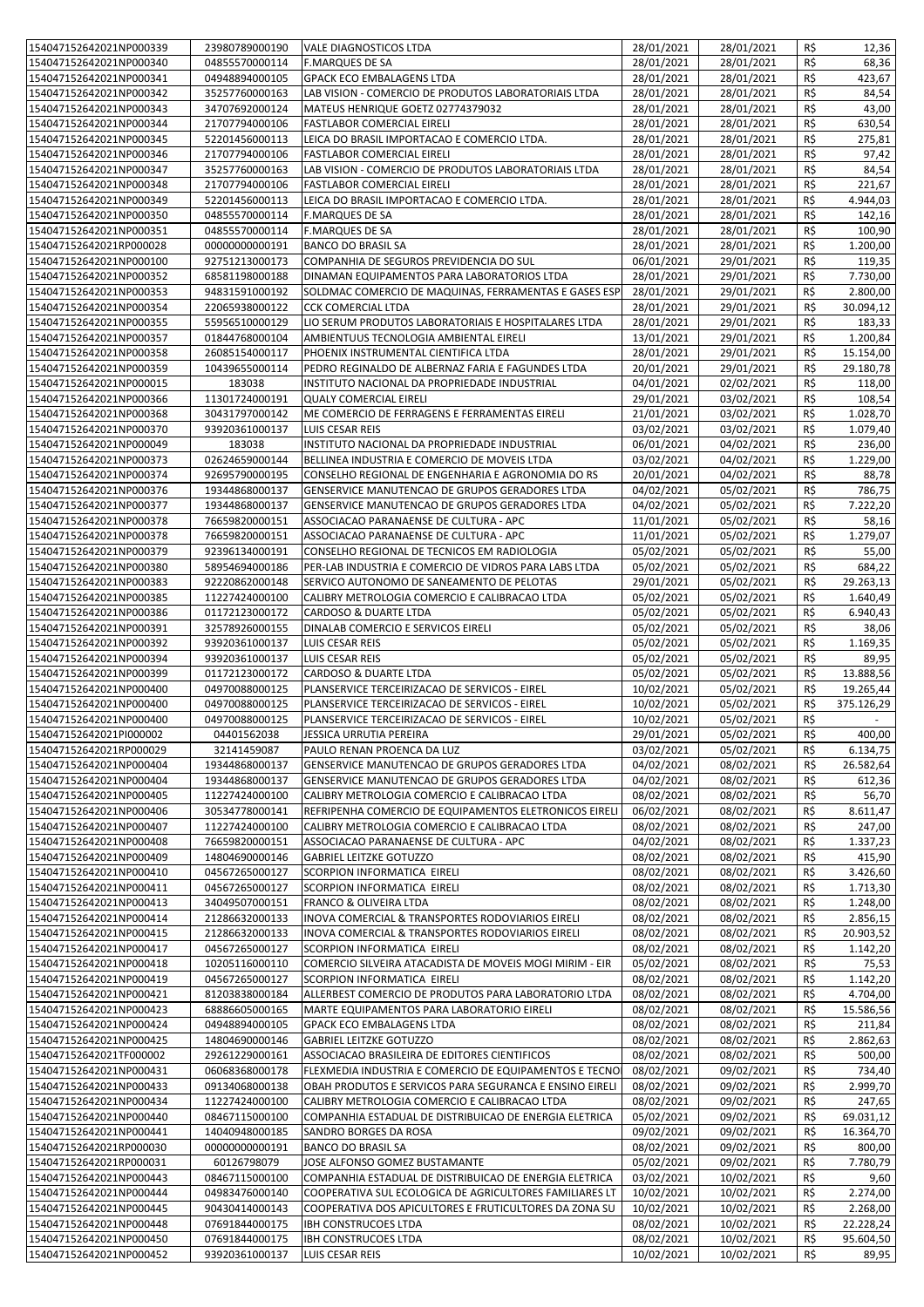| | | | | | | |
|---|---|---|---|---|---|---|
| 154047152642021NP000339 | 23980789000190 | VALE DIAGNOSTICOS LTDA | 28/01/2021 | 28/01/2021 | R$ | 12,36 |
| 154047152642021NP000340 | 04855570000114 | F.MARQUES DE SA | 28/01/2021 | 28/01/2021 | R$ | 68,36 |
| 154047152642021NP000341 | 04948894000105 | GPACK ECO EMBALAGENS LTDA | 28/01/2021 | 28/01/2021 | R$ | 423,67 |
| 154047152642021NP000342 | 35257760000163 | LAB VISION - COMERCIO DE PRODUTOS LABORATORIAIS LTDA | 28/01/2021 | 28/01/2021 | R$ | 84,54 |
| 154047152642021NP000343 | 34707692000124 | MATEUS HENRIQUE GOETZ 02774379032 | 28/01/2021 | 28/01/2021 | R$ | 43,00 |
| 154047152642021NP000344 | 21707794000106 | FASTLABOR COMERCIAL EIRELI | 28/01/2021 | 28/01/2021 | R$ | 630,54 |
| 154047152642021NP000345 | 52201456000113 | LEICA DO BRASIL IMPORTACAO E COMERCIO LTDA. | 28/01/2021 | 28/01/2021 | R$ | 275,81 |
| 154047152642021NP000346 | 21707794000106 | FASTLABOR COMERCIAL EIRELI | 28/01/2021 | 28/01/2021 | R$ | 97,42 |
| 154047152642021NP000347 | 35257760000163 | LAB VISION - COMERCIO DE PRODUTOS LABORATORIAIS LTDA | 28/01/2021 | 28/01/2021 | R$ | 84,54 |
| 154047152642021NP000348 | 21707794000106 | FASTLABOR COMERCIAL EIRELI | 28/01/2021 | 28/01/2021 | R$ | 221,67 |
| 154047152642021NP000349 | 52201456000113 | LEICA DO BRASIL IMPORTACAO E COMERCIO LTDA. | 28/01/2021 | 28/01/2021 | R$ | 4.944,03 |
| 154047152642021NP000350 | 04855570000114 | F.MARQUES DE SA | 28/01/2021 | 28/01/2021 | R$ | 142,16 |
| 154047152642021NP000351 | 04855570000114 | F.MARQUES DE SA | 28/01/2021 | 28/01/2021 | R$ | 100,90 |
| 154047152642021RP000028 | 00000000000191 | BANCO DO BRASIL SA | 28/01/2021 | 28/01/2021 | R$ | 1.200,00 |
| 154047152642021NP000100 | 92751213000173 | COMPANHIA DE SEGUROS PREVIDENCIA DO SUL | 06/01/2021 | 29/01/2021 | R$ | 119,35 |
| 154047152642021NP000352 | 68581198000188 | DINAMAN EQUIPAMENTOS PARA LABORATORIOS LTDA | 28/01/2021 | 29/01/2021 | R$ | 7.730,00 |
| 154047152642021NP000353 | 94831591000192 | SOLDMAC COMERCIO DE MAQUINAS, FERRAMENTAS E GASES ESP | 28/01/2021 | 29/01/2021 | R$ | 2.800,00 |
| 154047152642021NP000354 | 22065938000122 | CCK COMERCIAL LTDA | 28/01/2021 | 29/01/2021 | R$ | 30.094,12 |
| 154047152642021NP000355 | 55956510000129 | LIO SERUM PRODUTOS LABORATORIAIS E HOSPITALARES LTDA | 28/01/2021 | 29/01/2021 | R$ | 183,33 |
| 154047152642021NP000357 | 01844768000104 | AMBIENTUUS TECNOLOGIA AMBIENTAL EIRELI | 13/01/2021 | 29/01/2021 | R$ | 1.200,84 |
| 154047152642021NP000358 | 26085154000117 | PHOENIX INSTRUMENTAL CIENTIFICA LTDA | 28/01/2021 | 29/01/2021 | R$ | 15.154,00 |
| 154047152642021NP000359 | 10439655000114 | PEDRO REGINALDO DE ALBERNAZ FARIA E FAGUNDES LTDA | 20/01/2021 | 29/01/2021 | R$ | 29.180,78 |
| 154047152642021NP000015 | 183038 | INSTITUTO NACIONAL DA PROPRIEDADE INDUSTRIAL | 04/01/2021 | 02/02/2021 | R$ | 118,00 |
| 154047152642021NP000366 | 11301724000191 | QUALY COMERCIAL EIRELI | 29/01/2021 | 03/02/2021 | R$ | 108,54 |
| 154047152642021NP000368 | 30431797000142 | ME COMERCIO DE FERRAGENS E FERRAMENTAS EIRELI | 21/01/2021 | 03/02/2021 | R$ | 1.028,70 |
| 154047152642021NP000370 | 93920361000137 | LUIS CESAR REIS | 03/02/2021 | 03/02/2021 | R$ | 1.079,40 |
| 154047152642021NP000049 | 183038 | INSTITUTO NACIONAL DA PROPRIEDADE INDUSTRIAL | 06/01/2021 | 04/02/2021 | R$ | 236,00 |
| 154047152642021NP000373 | 02624659000144 | BELLINEA INDUSTRIA E COMERCIO DE MOVEIS LTDA | 03/02/2021 | 04/02/2021 | R$ | 1.229,00 |
| 154047152642021NP000374 | 92695790000195 | CONSELHO REGIONAL DE ENGENHARIA E AGRONOMIA DO RS | 20/01/2021 | 04/02/2021 | R$ | 88,78 |
| 154047152642021NP000376 | 19344868000137 | GENSERVICE MANUTENCAO DE GRUPOS GERADORES LTDA | 04/02/2021 | 05/02/2021 | R$ | 786,75 |
| 154047152642021NP000377 | 19344868000137 | GENSERVICE MANUTENCAO DE GRUPOS GERADORES LTDA | 04/02/2021 | 05/02/2021 | R$ | 7.222,20 |
| 154047152642021NP000378 | 76659820000151 | ASSOCIACAO PARANAENSE DE CULTURA - APC | 11/01/2021 | 05/02/2021 | R$ | 58,16 |
| 154047152642021NP000378 | 76659820000151 | ASSOCIACAO PARANAENSE DE CULTURA - APC | 11/01/2021 | 05/02/2021 | R$ | 1.279,07 |
| 154047152642021NP000379 | 92396134000191 | CONSELHO REGIONAL DE TECNICOS EM RADIOLOGIA | 05/02/2021 | 05/02/2021 | R$ | 55,00 |
| 154047152642021NP000380 | 58954694000186 | PER-LAB INDUSTRIA E COMERCIO DE VIDROS PARA LABS LTDA | 05/02/2021 | 05/02/2021 | R$ | 684,22 |
| 154047152642021NP000383 | 92220862000148 | SERVICO AUTONOMO DE SANEAMENTO DE PELOTAS | 29/01/2021 | 05/02/2021 | R$ | 29.263,13 |
| 154047152642021NP000385 | 11227424000100 | CALIBRY METROLOGIA COMERCIO E CALIBRACAO LTDA | 05/02/2021 | 05/02/2021 | R$ | 1.640,49 |
| 154047152642021NP000386 | 01172123000172 | CARDOSO & DUARTE LTDA | 05/02/2021 | 05/02/2021 | R$ | 6.940,43 |
| 154047152642021NP000391 | 32578926000155 | DINALAB COMERCIO E SERVICOS EIRELI | 05/02/2021 | 05/02/2021 | R$ | 38,06 |
| 154047152642021NP000392 | 93920361000137 | LUIS CESAR REIS | 05/02/2021 | 05/02/2021 | R$ | 1.169,35 |
| 154047152642021NP000394 | 93920361000137 | LUIS CESAR REIS | 05/02/2021 | 05/02/2021 | R$ | 89,95 |
| 154047152642021NP000399 | 01172123000172 | CARDOSO & DUARTE LTDA | 05/02/2021 | 05/02/2021 | R$ | 13.888,56 |
| 154047152642021NP000400 | 04970088000125 | PLANSERVICE TERCEIRIZACAO DE SERVICOS - EIREL | 10/02/2021 | 05/02/2021 | R$ | 19.265,44 |
| 154047152642021NP000400 | 04970088000125 | PLANSERVICE TERCEIRIZACAO DE SERVICOS - EIREL | 10/02/2021 | 05/02/2021 | R$ | 375.126,29 |
| 154047152642021NP000400 | 04970088000125 | PLANSERVICE TERCEIRIZACAO DE SERVICOS - EIREL | 10/02/2021 | 05/02/2021 | R$ | - |
| 154047152642021PI000002 | 04401562038 | JESSICA URRUTIA PEREIRA | 29/01/2021 | 05/02/2021 | R$ | 400,00 |
| 154047152642021RP000029 | 32141459087 | PAULO RENAN PROENCA DA LUZ | 03/02/2021 | 05/02/2021 | R$ | 6.134,75 |
| 154047152642021NP000404 | 19344868000137 | GENSERVICE MANUTENCAO DE GRUPOS GERADORES LTDA | 04/02/2021 | 08/02/2021 | R$ | 26.582,64 |
| 154047152642021NP000404 | 19344868000137 | GENSERVICE MANUTENCAO DE GRUPOS GERADORES LTDA | 04/02/2021 | 08/02/2021 | R$ | 612,36 |
| 154047152642021NP000405 | 11227424000100 | CALIBRY METROLOGIA COMERCIO E CALIBRACAO LTDA | 08/02/2021 | 08/02/2021 | R$ | 56,70 |
| 154047152642021NP000406 | 30534778000141 | REFRIPENHA COMERCIO DE EQUIPAMENTOS ELETRONICOS EIRELI | 06/02/2021 | 08/02/2021 | R$ | 8.611,47 |
| 154047152642021NP000407 | 11227424000100 | CALIBRY METROLOGIA COMERCIO E CALIBRACAO LTDA | 08/02/2021 | 08/02/2021 | R$ | 247,00 |
| 154047152642021NP000408 | 76659820000151 | ASSOCIACAO PARANAENSE DE CULTURA - APC | 04/02/2021 | 08/02/2021 | R$ | 1.337,23 |
| 154047152642021NP000409 | 14804690000146 | GABRIEL LEITZKE GOTUZZO | 08/02/2021 | 08/02/2021 | R$ | 415,90 |
| 154047152642021NP000410 | 04567265000127 | SCORPION INFORMATICA EIRELI | 08/02/2021 | 08/02/2021 | R$ | 3.426,60 |
| 154047152642021NP000411 | 04567265000127 | SCORPION INFORMATICA EIRELI | 08/02/2021 | 08/02/2021 | R$ | 1.713,30 |
| 154047152642021NP000413 | 34049507000151 | FRANCO & OLIVEIRA LTDA | 08/02/2021 | 08/02/2021 | R$ | 1.248,00 |
| 154047152642021NP000414 | 21286632000133 | INOVA COMERCIAL & TRANSPORTES RODOVIARIOS EIRELI | 08/02/2021 | 08/02/2021 | R$ | 2.856,15 |
| 154047152642021NP000415 | 21286632000133 | INOVA COMERCIAL & TRANSPORTES RODOVIARIOS EIRELI | 08/02/2021 | 08/02/2021 | R$ | 20.903,52 |
| 154047152642021NP000417 | 04567265000127 | SCORPION INFORMATICA EIRELI | 08/02/2021 | 08/02/2021 | R$ | 1.142,20 |
| 154047152642021NP000418 | 10205116000110 | COMERCIO SILVEIRA ATACADISTA DE MOVEIS MOGI MIRIM - EIR | 05/02/2021 | 08/02/2021 | R$ | 75,53 |
| 154047152642021NP000419 | 04567265000127 | SCORPION INFORMATICA EIRELI | 08/02/2021 | 08/02/2021 | R$ | 1.142,20 |
| 154047152642021NP000421 | 81203838000184 | ALLERBEST COMERCIO DE PRODUTOS PARA LABORATORIO LTDA | 08/02/2021 | 08/02/2021 | R$ | 4.704,00 |
| 154047152642021NP000423 | 68886605000165 | MARTE EQUIPAMENTOS PARA LABORATORIO EIRELI | 08/02/2021 | 08/02/2021 | R$ | 15.586,56 |
| 154047152642021NP000424 | 04948894000105 | GPACK ECO EMBALAGENS LTDA | 08/02/2021 | 08/02/2021 | R$ | 211,84 |
| 154047152642021NP000425 | 14804690000146 | GABRIEL LEITZKE GOTUZZO | 08/02/2021 | 08/02/2021 | R$ | 2.862,63 |
| 154047152642021TF000002 | 29261229000161 | ASSOCIACAO BRASILEIRA DE EDITORES CIENTIFICOS | 08/02/2021 | 08/02/2021 | R$ | 500,00 |
| 154047152642021NP000431 | 06068368000178 | FLEXMEDIA INDUSTRIA E COMERCIO DE EQUIPAMENTOS E TECNO | 08/02/2021 | 09/02/2021 | R$ | 734,40 |
| 154047152642021NP000433 | 09134068000138 | OBAH PRODUTOS E SERVICOS PARA SEGURANCA E ENSINO EIRELI | 08/02/2021 | 09/02/2021 | R$ | 2.999,70 |
| 154047152642021NP000434 | 11227424000100 | CALIBRY METROLOGIA COMERCIO E CALIBRACAO LTDA | 08/02/2021 | 09/02/2021 | R$ | 247,65 |
| 154047152642021NP000440 | 08467115000100 | COMPANHIA ESTADUAL DE DISTRIBUICAO DE ENERGIA ELETRICA | 05/02/2021 | 09/02/2021 | R$ | 69.031,12 |
| 154047152642021NP000441 | 14040948000185 | SANDRO BORGES DA ROSA | 09/02/2021 | 09/02/2021 | R$ | 16.364,70 |
| 154047152642021RP000030 | 00000000000191 | BANCO DO BRASIL SA | 08/02/2021 | 09/02/2021 | R$ | 800,00 |
| 154047152642021RP000031 | 60126798079 | JOSE ALFONSO GOMEZ BUSTAMANTE | 05/02/2021 | 09/02/2021 | R$ | 7.780,79 |
| 154047152642021NP000443 | 08467115000100 | COMPANHIA ESTADUAL DE DISTRIBUICAO DE ENERGIA ELETRICA | 03/02/2021 | 10/02/2021 | R$ | 9,60 |
| 154047152642021NP000444 | 04983476000140 | COOPERATIVA SUL ECOLOGICA DE AGRICULTORES FAMILIARES LT | 10/02/2021 | 10/02/2021 | R$ | 2.274,00 |
| 154047152642021NP000445 | 90430414000143 | COOPERATIVA DOS APICULTORES E FRUTICULTORES DA ZONA SU | 10/02/2021 | 10/02/2021 | R$ | 2.268,00 |
| 154047152642021NP000448 | 07691844000175 | IBH CONSTRUCOES LTDA | 08/02/2021 | 10/02/2021 | R$ | 22.228,24 |
| 154047152642021NP000450 | 07691844000175 | IBH CONSTRUCOES LTDA | 08/02/2021 | 10/02/2021 | R$ | 95.604,50 |
| 154047152642021NP000452 | 93920361000137 | LUIS CESAR REIS | 10/02/2021 | 10/02/2021 | R$ | 89,95 |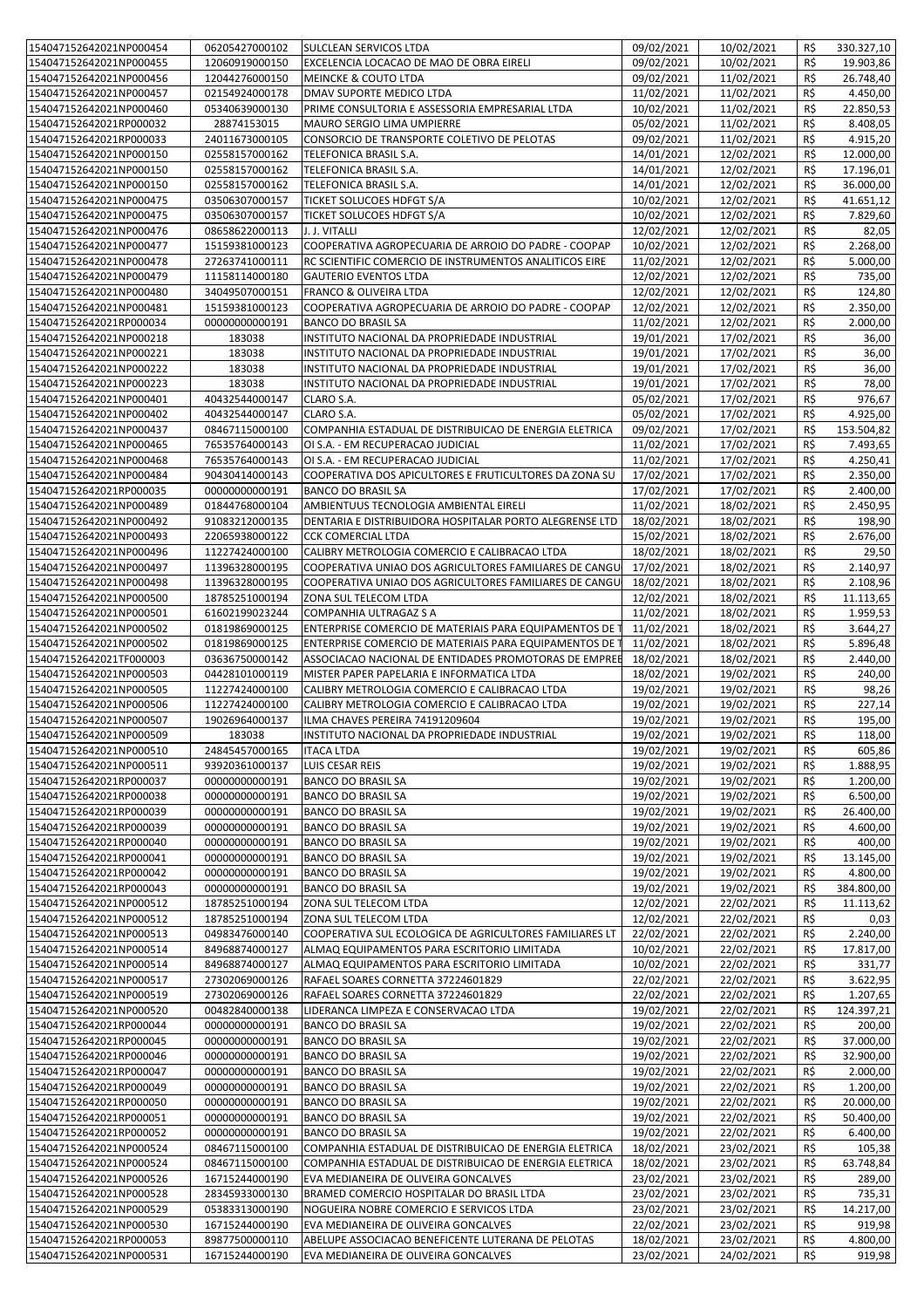| | | | | | | |
|---|---|---|---|---|---|---|
| 154047152642021NP000454 | 06205427000102 | SULCLEAN SERVICOS LTDA | 09/02/2021 | 10/02/2021 | R$ | 330.327,10 |
| 154047152642021NP000455 | 12060919000150 | EXCELENCIA LOCACAO DE MAO DE OBRA EIRELI | 09/02/2021 | 10/02/2021 | R$ | 19.903,86 |
| 154047152642021NP000456 | 12044276000150 | MEINCKE & COUTO LTDA | 09/02/2021 | 11/02/2021 | R$ | 26.748,40 |
| 154047152642021NP000457 | 02154924000178 | DMAV SUPORTE MEDICO LTDA | 11/02/2021 | 11/02/2021 | R$ | 4.450,00 |
| 154047152642021NP000460 | 05340639000130 | PRIME CONSULTORIA E ASSESSORIA EMPRESARIAL LTDA | 10/02/2021 | 11/02/2021 | R$ | 22.850,53 |
| 154047152642021RP000032 | 28874153015 | MAURO SERGIO LIMA UMPIERRE | 05/02/2021 | 11/02/2021 | R$ | 8.408,05 |
| 154047152642021RP000033 | 24011673000105 | CONSORCIO DE TRANSPORTE COLETIVO DE PELOTAS | 09/02/2021 | 11/02/2021 | R$ | 4.915,20 |
| 154047152642021NP000150 | 02558157000162 | TELEFONICA BRASIL S.A. | 14/01/2021 | 12/02/2021 | R$ | 12.000,00 |
| 154047152642021NP000150 | 02558157000162 | TELEFONICA BRASIL S.A. | 14/01/2021 | 12/02/2021 | R$ | 17.196,01 |
| 154047152642021NP000150 | 02558157000162 | TELEFONICA BRASIL S.A. | 14/01/2021 | 12/02/2021 | R$ | 36.000,00 |
| 154047152642021NP000475 | 03506307000157 | TICKET SOLUCOES HDFGT S/A | 10/02/2021 | 12/02/2021 | R$ | 41.651,12 |
| 154047152642021NP000475 | 03506307000157 | TICKET SOLUCOES HDFGT S/A | 10/02/2021 | 12/02/2021 | R$ | 7.829,60 |
| 154047152642021NP000476 | 08658622000113 | J. J. VITALLI | 12/02/2021 | 12/02/2021 | R$ | 82,05 |
| 154047152642021NP000477 | 15159381000123 | COOPERATIVA AGROPECUARIA DE ARROIO DO PADRE - COOPAP | 10/02/2021 | 12/02/2021 | R$ | 2.268,00 |
| 154047152642021NP000478 | 27263741000111 | RC SCIENTIFIC COMERCIO DE INSTRUMENTOS ANALITICOS EIRE | 11/02/2021 | 12/02/2021 | R$ | 5.000,00 |
| 154047152642021NP000479 | 11158114000180 | GAUTERIO EVENTOS LTDA | 12/02/2021 | 12/02/2021 | R$ | 735,00 |
| 154047152642021NP000480 | 34049507000151 | FRANCO & OLIVEIRA LTDA | 12/02/2021 | 12/02/2021 | R$ | 124,80 |
| 154047152642021NP000481 | 15159381000123 | COOPERATIVA AGROPECUARIA DE ARROIO DO PADRE - COOPAP | 12/02/2021 | 12/02/2021 | R$ | 2.350,00 |
| 154047152642021RP000034 | 00000000000191 | BANCO DO BRASIL SA | 11/02/2021 | 12/02/2021 | R$ | 2.000,00 |
| 154047152642021NP000218 | 183038 | INSTITUTO NACIONAL DA PROPRIEDADE INDUSTRIAL | 19/01/2021 | 17/02/2021 | R$ | 36,00 |
| 154047152642021NP000221 | 183038 | INSTITUTO NACIONAL DA PROPRIEDADE INDUSTRIAL | 19/01/2021 | 17/02/2021 | R$ | 36,00 |
| 154047152642021NP000222 | 183038 | INSTITUTO NACIONAL DA PROPRIEDADE INDUSTRIAL | 19/01/2021 | 17/02/2021 | R$ | 36,00 |
| 154047152642021NP000223 | 183038 | INSTITUTO NACIONAL DA PROPRIEDADE INDUSTRIAL | 19/01/2021 | 17/02/2021 | R$ | 78,00 |
| 154047152642021NP000401 | 40432544000147 | CLARO S.A. | 05/02/2021 | 17/02/2021 | R$ | 976,67 |
| 154047152642021NP000402 | 40432544000147 | CLARO S.A. | 05/02/2021 | 17/02/2021 | R$ | 4.925,00 |
| 154047152642021NP000437 | 08467115000100 | COMPANHIA ESTADUAL DE DISTRIBUICAO DE ENERGIA ELETRICA | 09/02/2021 | 17/02/2021 | R$ | 153.504,82 |
| 154047152642021NP000465 | 76535764000143 | OI S.A. - EM RECUPERACAO JUDICIAL | 11/02/2021 | 17/02/2021 | R$ | 7.493,65 |
| 154047152642021NP000468 | 76535764000143 | OI S.A. - EM RECUPERACAO JUDICIAL | 11/02/2021 | 17/02/2021 | R$ | 4.250,41 |
| 154047152642021NP000484 | 90430414000143 | COOPERATIVA DOS APICULTORES E FRUTICULTORES DA ZONA SU | 17/02/2021 | 17/02/2021 | R$ | 2.350,00 |
| 154047152642021RP000035 | 00000000000191 | BANCO DO BRASIL SA | 17/02/2021 | 17/02/2021 | R$ | 2.400,00 |
| 154047152642021NP000489 | 01844768000104 | AMBIENTUUS TECNOLOGIA AMBIENTAL EIRELI | 11/02/2021 | 18/02/2021 | R$ | 2.450,95 |
| 154047152642021NP000492 | 91083212000135 | DENTARIA E DISTRIBUIDORA HOSPITALAR PORTO ALEGRENSE LTD | 18/02/2021 | 18/02/2021 | R$ | 198,90 |
| 154047152642021NP000493 | 22065938000122 | CCK COMERCIAL LTDA | 15/02/2021 | 18/02/2021 | R$ | 2.676,00 |
| 154047152642021NP000496 | 11227424000100 | CALIBRY METROLOGIA COMERCIO E CALIBRACAO LTDA | 18/02/2021 | 18/02/2021 | R$ | 29,50 |
| 154047152642021NP000497 | 11396328000195 | COOPERATIVA UNIAO DOS AGRICULTORES FAMILIARES DE CANGU | 17/02/2021 | 18/02/2021 | R$ | 2.140,97 |
| 154047152642021NP000498 | 11396328000195 | COOPERATIVA UNIAO DOS AGRICULTORES FAMILIARES DE CANGU | 18/02/2021 | 18/02/2021 | R$ | 2.108,96 |
| 154047152642021NP000500 | 18785251000194 | ZONA SUL TELECOM LTDA | 12/02/2021 | 18/02/2021 | R$ | 11.113,65 |
| 154047152642021NP000501 | 61602199023244 | COMPANHIA ULTRAGAZ S A | 11/02/2021 | 18/02/2021 | R$ | 1.959,53 |
| 154047152642021NP000502 | 01819869000125 | ENTERPRISE COMERCIO DE MATERIAIS PARA EQUIPAMENTOS DE T | 11/02/2021 | 18/02/2021 | R$ | 3.644,27 |
| 154047152642021NP000502 | 01819869000125 | ENTERPRISE COMERCIO DE MATERIAIS PARA EQUIPAMENTOS DE T | 11/02/2021 | 18/02/2021 | R$ | 5.896,48 |
| 154047152642021TF000003 | 03636750000142 | ASSOCIACAO NACIONAL DE ENTIDADES PROMOTORAS DE EMPREE | 18/02/2021 | 18/02/2021 | R$ | 2.440,00 |
| 154047152642021NP000503 | 04428101000119 | MISTER PAPER PAPELARIA E INFORMATICA LTDA | 18/02/2021 | 19/02/2021 | R$ | 240,00 |
| 154047152642021NP000505 | 11227424000100 | CALIBRY METROLOGIA COMERCIO E CALIBRACAO LTDA | 19/02/2021 | 19/02/2021 | R$ | 98,26 |
| 154047152642021NP000506 | 11227424000100 | CALIBRY METROLOGIA COMERCIO E CALIBRACAO LTDA | 19/02/2021 | 19/02/2021 | R$ | 227,14 |
| 154047152642021NP000507 | 19026964000137 | ILMA CHAVES PEREIRA 74191209604 | 19/02/2021 | 19/02/2021 | R$ | 195,00 |
| 154047152642021NP000509 | 183038 | INSTITUTO NACIONAL DA PROPRIEDADE INDUSTRIAL | 19/02/2021 | 19/02/2021 | R$ | 118,00 |
| 154047152642021NP000510 | 24845457000165 | ITACA LTDA | 19/02/2021 | 19/02/2021 | R$ | 605,86 |
| 154047152642021NP000511 | 93920361000137 | LUIS CESAR REIS | 19/02/2021 | 19/02/2021 | R$ | 1.888,95 |
| 154047152642021RP000037 | 00000000000191 | BANCO DO BRASIL SA | 19/02/2021 | 19/02/2021 | R$ | 1.200,00 |
| 154047152642021RP000038 | 00000000000191 | BANCO DO BRASIL SA | 19/02/2021 | 19/02/2021 | R$ | 6.500,00 |
| 154047152642021RP000039 | 00000000000191 | BANCO DO BRASIL SA | 19/02/2021 | 19/02/2021 | R$ | 26.400,00 |
| 154047152642021RP000039 | 00000000000191 | BANCO DO BRASIL SA | 19/02/2021 | 19/02/2021 | R$ | 4.600,00 |
| 154047152642021RP000040 | 00000000000191 | BANCO DO BRASIL SA | 19/02/2021 | 19/02/2021 | R$ | 400,00 |
| 154047152642021RP000041 | 00000000000191 | BANCO DO BRASIL SA | 19/02/2021 | 19/02/2021 | R$ | 13.145,00 |
| 154047152642021RP000042 | 00000000000191 | BANCO DO BRASIL SA | 19/02/2021 | 19/02/2021 | R$ | 4.800,00 |
| 154047152642021RP000043 | 00000000000191 | BANCO DO BRASIL SA | 19/02/2021 | 19/02/2021 | R$ | 384.800,00 |
| 154047152642021NP000512 | 18785251000194 | ZONA SUL TELECOM LTDA | 12/02/2021 | 22/02/2021 | R$ | 11.113,62 |
| 154047152642021NP000512 | 18785251000194 | ZONA SUL TELECOM LTDA | 12/02/2021 | 22/02/2021 | R$ | 0,03 |
| 154047152642021NP000513 | 04983476000140 | COOPERATIVA SUL ECOLOGICA DE AGRICULTORES FAMILIARES LT | 22/02/2021 | 22/02/2021 | R$ | 2.240,00 |
| 154047152642021NP000514 | 84968874000127 | ALMAQ EQUIPAMENTOS PARA ESCRITORIO LIMITADA | 10/02/2021 | 22/02/2021 | R$ | 17.817,00 |
| 154047152642021NP000514 | 84968874000127 | ALMAQ EQUIPAMENTOS PARA ESCRITORIO LIMITADA | 10/02/2021 | 22/02/2021 | R$ | 331,77 |
| 154047152642021NP000517 | 27302069000126 | RAFAEL SOARES CORNETTA 37224601829 | 22/02/2021 | 22/02/2021 | R$ | 3.622,95 |
| 154047152642021NP000519 | 27302069000126 | RAFAEL SOARES CORNETTA 37224601829 | 22/02/2021 | 22/02/2021 | R$ | 1.207,65 |
| 154047152642021NP000520 | 00482840000138 | LIDERANCA LIMPEZA E CONSERVACAO LTDA | 19/02/2021 | 22/02/2021 | R$ | 124.397,21 |
| 154047152642021RP000044 | 00000000000191 | BANCO DO BRASIL SA | 19/02/2021 | 22/02/2021 | R$ | 200,00 |
| 154047152642021RP000045 | 00000000000191 | BANCO DO BRASIL SA | 19/02/2021 | 22/02/2021 | R$ | 37.000,00 |
| 154047152642021RP000046 | 00000000000191 | BANCO DO BRASIL SA | 19/02/2021 | 22/02/2021 | R$ | 32.900,00 |
| 154047152642021RP000047 | 00000000000191 | BANCO DO BRASIL SA | 19/02/2021 | 22/02/2021 | R$ | 2.000,00 |
| 154047152642021RP000049 | 00000000000191 | BANCO DO BRASIL SA | 19/02/2021 | 22/02/2021 | R$ | 1.200,00 |
| 154047152642021RP000050 | 00000000000191 | BANCO DO BRASIL SA | 19/02/2021 | 22/02/2021 | R$ | 20.000,00 |
| 154047152642021RP000051 | 00000000000191 | BANCO DO BRASIL SA | 19/02/2021 | 22/02/2021 | R$ | 50.400,00 |
| 154047152642021RP000052 | 00000000000191 | BANCO DO BRASIL SA | 19/02/2021 | 22/02/2021 | R$ | 6.400,00 |
| 154047152642021NP000524 | 08467115000100 | COMPANHIA ESTADUAL DE DISTRIBUICAO DE ENERGIA ELETRICA | 18/02/2021 | 23/02/2021 | R$ | 105,38 |
| 154047152642021NP000524 | 08467115000100 | COMPANHIA ESTADUAL DE DISTRIBUICAO DE ENERGIA ELETRICA | 18/02/2021 | 23/02/2021 | R$ | 63.748,84 |
| 154047152642021NP000526 | 16715244000190 | EVA MEDIANEIRA DE OLIVEIRA GONCALVES | 23/02/2021 | 23/02/2021 | R$ | 289,00 |
| 154047152642021NP000528 | 28345933000130 | BRAMED COMERCIO HOSPITALAR DO BRASIL LTDA | 23/02/2021 | 23/02/2021 | R$ | 735,31 |
| 154047152642021NP000529 | 05383313000190 | NOGUEIRA NOBRE COMERCIO E SERVICOS LTDA | 23/02/2021 | 23/02/2021 | R$ | 14.217,00 |
| 154047152642021NP000530 | 16715244000190 | EVA MEDIANEIRA DE OLIVEIRA GONCALVES | 22/02/2021 | 23/02/2021 | R$ | 919,98 |
| 154047152642021RP000053 | 89877500000110 | ABELUPE ASSOCIACAO BENEFICENTE LUTERANA DE PELOTAS | 18/02/2021 | 23/02/2021 | R$ | 4.800,00 |
| 154047152642021NP000531 | 16715244000190 | EVA MEDIANEIRA DE OLIVEIRA GONCALVES | 23/02/2021 | 24/02/2021 | R$ | 919,98 |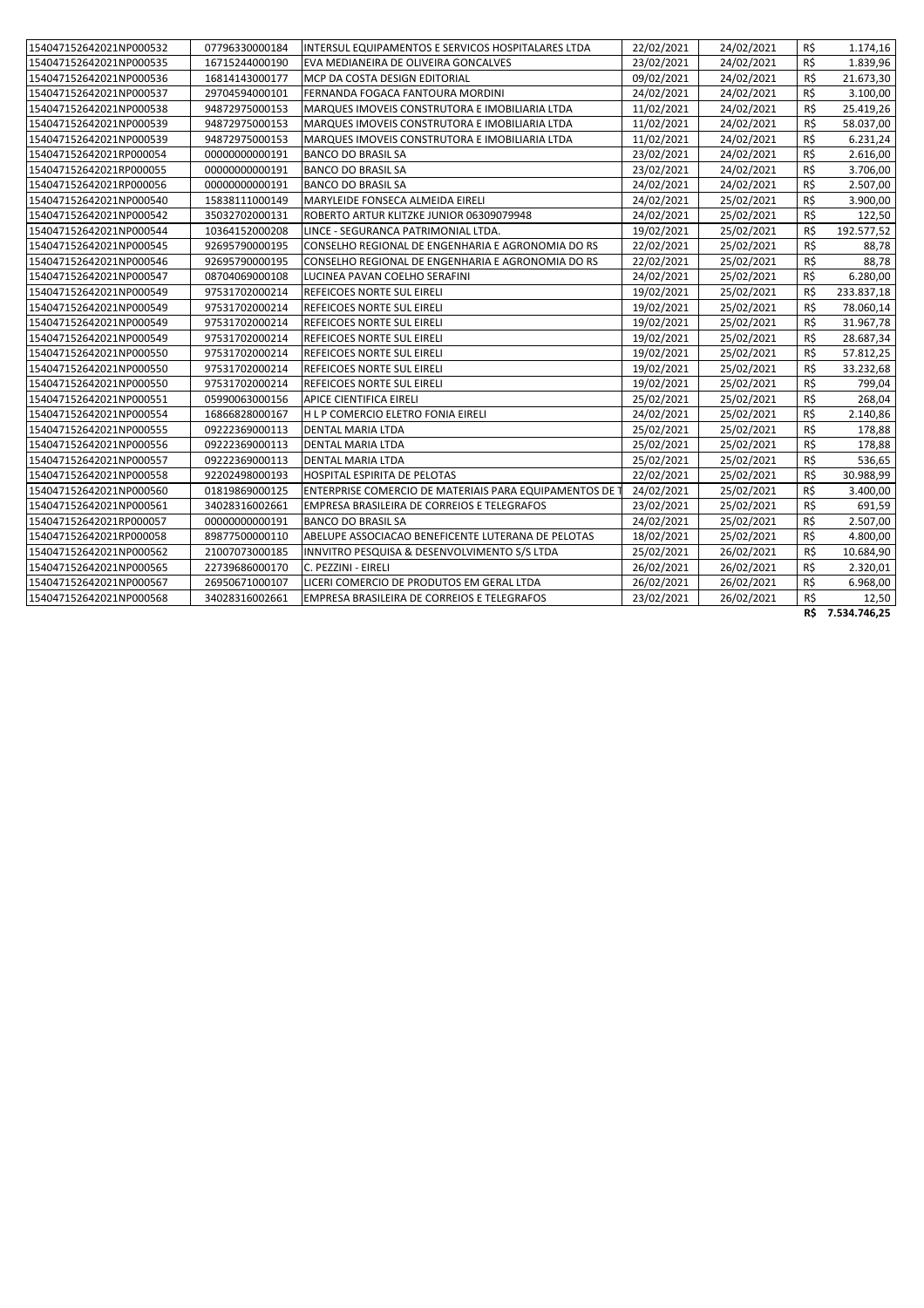| | | | | | | |
|---|---|---|---|---|---|---|
| 154047152642021NP000532 | 07796330000184 | INTERSUL EQUIPAMENTOS E SERVICOS HOSPITALARES LTDA | 22/02/2021 | 24/02/2021 | R$ | 1.174,16 |
| 154047152642021NP000535 | 16715244000190 | EVA MEDIANEIRA DE OLIVEIRA GONCALVES | 23/02/2021 | 24/02/2021 | R$ | 1.839,96 |
| 154047152642021NP000536 | 16814143000177 | MCP DA COSTA DESIGN EDITORIAL | 09/02/2021 | 24/02/2021 | R$ | 21.673,30 |
| 154047152642021NP000537 | 29704594000101 | FERNANDA FOGACA FANTOURA MORDINI | 24/02/2021 | 24/02/2021 | R$ | 3.100,00 |
| 154047152642021NP000538 | 94872975000153 | MARQUES IMOVEIS CONSTRUTORA E IMOBILIARIA LTDA | 11/02/2021 | 24/02/2021 | R$ | 25.419,26 |
| 154047152642021NP000539 | 94872975000153 | MARQUES IMOVEIS CONSTRUTORA E IMOBILIARIA LTDA | 11/02/2021 | 24/02/2021 | R$ | 58.037,00 |
| 154047152642021NP000539 | 94872975000153 | MARQUES IMOVEIS CONSTRUTORA E IMOBILIARIA LTDA | 11/02/2021 | 24/02/2021 | R$ | 6.231,24 |
| 154047152642021RP000054 | 00000000000191 | BANCO DO BRASIL SA | 23/02/2021 | 24/02/2021 | R$ | 2.616,00 |
| 154047152642021RP000055 | 00000000000191 | BANCO DO BRASIL SA | 23/02/2021 | 24/02/2021 | R$ | 3.706,00 |
| 154047152642021RP000056 | 00000000000191 | BANCO DO BRASIL SA | 24/02/2021 | 24/02/2021 | R$ | 2.507,00 |
| 154047152642021NP000540 | 15838111000149 | MARYLEIDE FONSECA ALMEIDA EIRELI | 24/02/2021 | 25/02/2021 | R$ | 3.900,00 |
| 154047152642021NP000542 | 35032702000131 | ROBERTO ARTUR KLITZKE JUNIOR 06309079948 | 24/02/2021 | 25/02/2021 | R$ | 122,50 |
| 154047152642021NP000544 | 10364152000208 | LINCE - SEGURANCA PATRIMONIAL LTDA. | 19/02/2021 | 25/02/2021 | R$ | 192.577,52 |
| 154047152642021NP000545 | 92695790000195 | CONSELHO REGIONAL DE ENGENHARIA E AGRONOMIA DO RS | 22/02/2021 | 25/02/2021 | R$ | 88,78 |
| 154047152642021NP000546 | 92695790000195 | CONSELHO REGIONAL DE ENGENHARIA E AGRONOMIA DO RS | 22/02/2021 | 25/02/2021 | R$ | 88,78 |
| 154047152642021NP000547 | 08704069000108 | LUCINEA PAVAN COELHO SERAFINI | 24/02/2021 | 25/02/2021 | R$ | 6.280,00 |
| 154047152642021NP000549 | 97531702000214 | REFEICOES NORTE SUL EIRELI | 19/02/2021 | 25/02/2021 | R$ | 233.837,18 |
| 154047152642021NP000549 | 97531702000214 | REFEICOES NORTE SUL EIRELI | 19/02/2021 | 25/02/2021 | R$ | 78.060,14 |
| 154047152642021NP000549 | 97531702000214 | REFEICOES NORTE SUL EIRELI | 19/02/2021 | 25/02/2021 | R$ | 31.967,78 |
| 154047152642021NP000549 | 97531702000214 | REFEICOES NORTE SUL EIRELI | 19/02/2021 | 25/02/2021 | R$ | 28.687,34 |
| 154047152642021NP000550 | 97531702000214 | REFEICOES NORTE SUL EIRELI | 19/02/2021 | 25/02/2021 | R$ | 57.812,25 |
| 154047152642021NP000550 | 97531702000214 | REFEICOES NORTE SUL EIRELI | 19/02/2021 | 25/02/2021 | R$ | 33.232,68 |
| 154047152642021NP000550 | 97531702000214 | REFEICOES NORTE SUL EIRELI | 19/02/2021 | 25/02/2021 | R$ | 799,04 |
| 154047152642021NP000551 | 05990063000156 | APICE CIENTIFICA EIRELI | 25/02/2021 | 25/02/2021 | R$ | 268,04 |
| 154047152642021NP000554 | 16866828000167 | H L P COMERCIO ELETRO FONIA EIRELI | 24/02/2021 | 25/02/2021 | R$ | 2.140,86 |
| 154047152642021NP000555 | 09222369000113 | DENTAL MARIA LTDA | 25/02/2021 | 25/02/2021 | R$ | 178,88 |
| 154047152642021NP000556 | 09222369000113 | DENTAL MARIA LTDA | 25/02/2021 | 25/02/2021 | R$ | 178,88 |
| 154047152642021NP000557 | 09222369000113 | DENTAL MARIA LTDA | 25/02/2021 | 25/02/2021 | R$ | 536,65 |
| 154047152642021NP000558 | 92202498000193 | HOSPITAL ESPIRITA DE PELOTAS | 22/02/2021 | 25/02/2021 | R$ | 30.988,99 |
| 154047152642021NP000560 | 01819869000125 | ENTERPRISE COMERCIO DE MATERIAIS PARA EQUIPAMENTOS DE T | 24/02/2021 | 25/02/2021 | R$ | 3.400,00 |
| 154047152642021NP000561 | 34028316002661 | EMPRESA BRASILEIRA DE CORREIOS E TELEGRAFOS | 23/02/2021 | 25/02/2021 | R$ | 691,59 |
| 154047152642021RP000057 | 00000000000191 | BANCO DO BRASIL SA | 24/02/2021 | 25/02/2021 | R$ | 2.507,00 |
| 154047152642021RP000058 | 89877500000110 | ABELUPE ASSOCIACAO BENEFICENTE LUTERANA DE PELOTAS | 18/02/2021 | 25/02/2021 | R$ | 4.800,00 |
| 154047152642021NP000562 | 21007073000185 | INNVITRO PESQUISA & DESENVOLVIMENTO S/S LTDA | 25/02/2021 | 26/02/2021 | R$ | 10.684,90 |
| 154047152642021NP000565 | 22739686000170 | C. PEZZINI - EIRELI | 26/02/2021 | 26/02/2021 | R$ | 2.320,01 |
| 154047152642021NP000567 | 26950671000107 | LICERI COMERCIO DE PRODUTOS EM GERAL LTDA | 26/02/2021 | 26/02/2021 | R$ | 6.968,00 |
| 154047152642021NP000568 | 34028316002661 | EMPRESA BRASILEIRA DE CORREIOS E TELEGRAFOS | 23/02/2021 | 26/02/2021 | R$ | 12,50 |
| | | | | | **R$** | **7.534.746,25** |